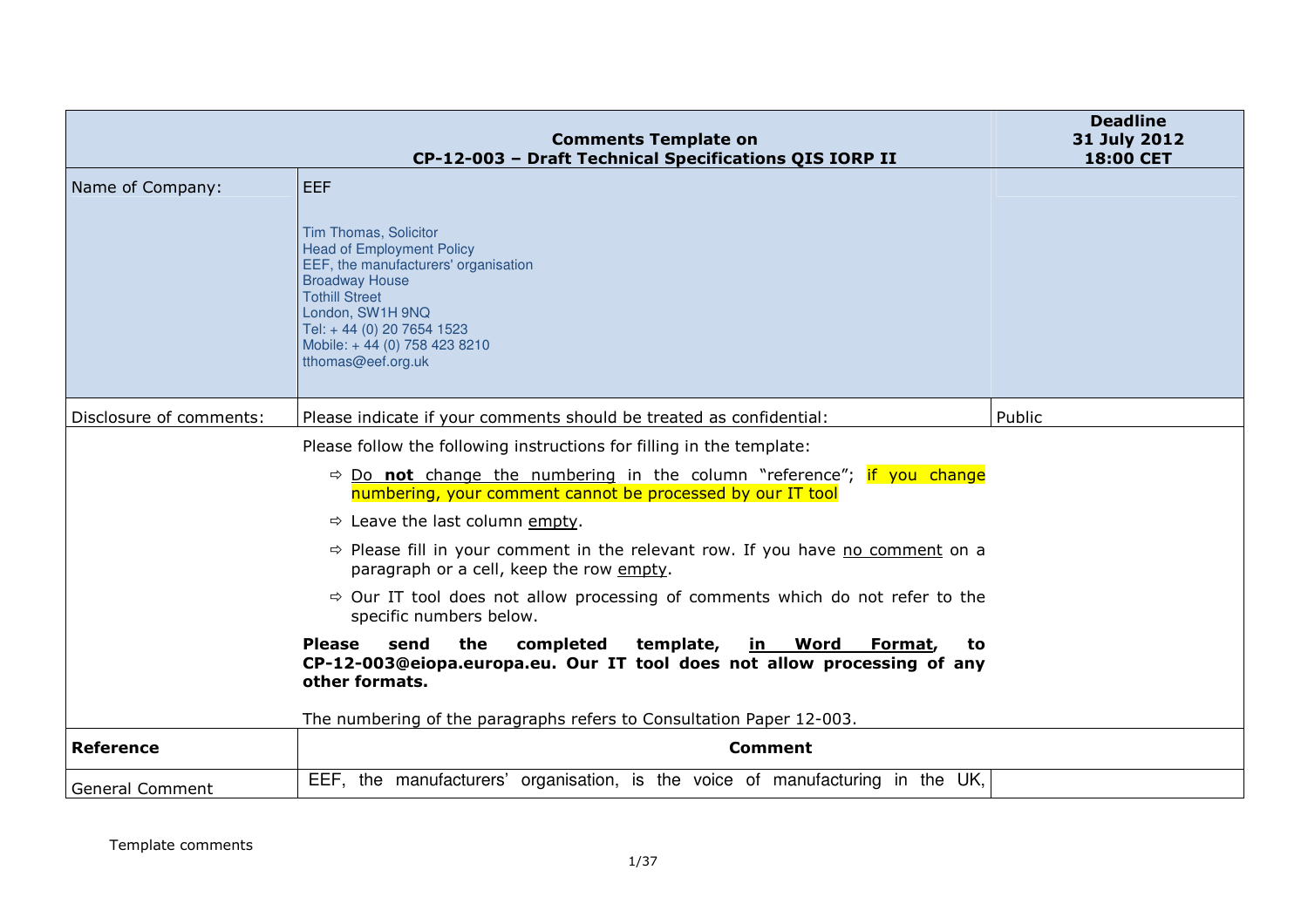| Comments Template on CP-12-003 – Draft Technical Specifications QIS IORP II | | Deadline 31 July 2012 18:00 CET |
|---|---|---|
| Name of Company: | EEF<br><br>Tim Thomas, Solicitor<br>Head of Employment Policy<br>EEF, the manufacturers' organisation<br>Broadway House<br>Tothill Street<br>London, SW1H 9NQ<br>Tel: + 44 (0) 20 7654 1523<br>Mobile: + 44 (0) 758 423 8210<br>tthomas@eef.org.uk | |
| Disclosure of comments: | Please indicate if your comments should be treated as confidential: | Public |
| | Please follow the following instructions for filling in the template:<br><br>⇨ Do **not** change the numbering in the column "reference"; if you change numbering, your comment cannot be processed by our IT tool<br><br>⇨ Leave the last column empty.<br><br>⇨ Please fill in your comment in the relevant row. If you have no comment on a paragraph or a cell, keep the row empty.<br><br>⇨ Our IT tool does not allow processing of comments which do not refer to the specific numbers below.<br><br>**Please send the completed template, in Word Format, to CP-12-003@eiopa.europa.eu. Our IT tool does not allow processing of any other formats.**<br><br>The numbering of the paragraphs refers to Consultation Paper 12-003. | |
| **Reference** | **Comment** | |
| General Comment | EEF, the manufacturers' organisation, is the voice of manufacturing in the UK, | |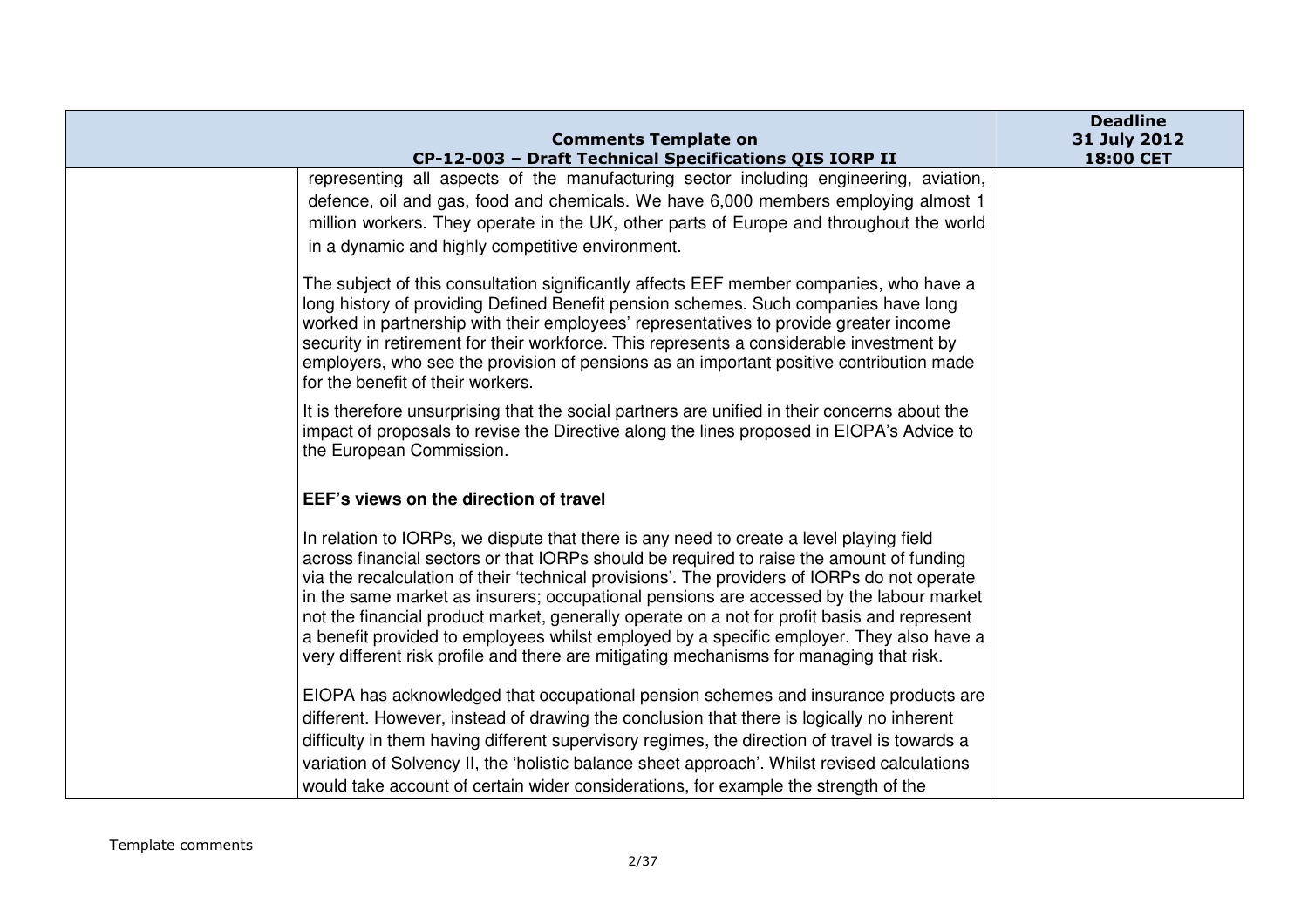representing all aspects of the manufacturing sector including engineering, aviation, defence, oil and gas, food and chemicals. We have 6,000 members employing almost 1 million workers. They operate in the UK, other parts of Europe and throughout the world in a dynamic and highly competitive environment.

The subject of this consultation significantly affects EEF member companies, who have a long history of providing Defined Benefit pension schemes. Such companies have long worked in partnership with their employees' representatives to provide greater income security in retirement for their workforce. This represents a considerable investment by employers, who see the provision of pensions as an important positive contribution made for the benefit of their workers.

It is therefore unsurprising that the social partners are unified in their concerns about the impact of proposals to revise the Directive along the lines proposed in EIOPA's Advice to the European Commission.

**EEF's views on the direction of travel**

In relation to IORPs, we dispute that there is any need to create a level playing field across financial sectors or that IORPs should be required to raise the amount of funding via the recalculation of their 'technical provisions'. The providers of IORPs do not operate in the same market as insurers; occupational pensions are accessed by the labour market not the financial product market, generally operate on a not for profit basis and represent a benefit provided to employees whilst employed by a specific employer. They also have a very different risk profile and there are mitigating mechanisms for managing that risk.

EIOPA has acknowledged that occupational pension schemes and insurance products are different. However, instead of drawing the conclusion that there is logically no inherent difficulty in them having different supervisory regimes, the direction of travel is towards a variation of Solvency II, the 'holistic balance sheet approach'. Whilst revised calculations would take account of certain wider considerations, for example the strength of the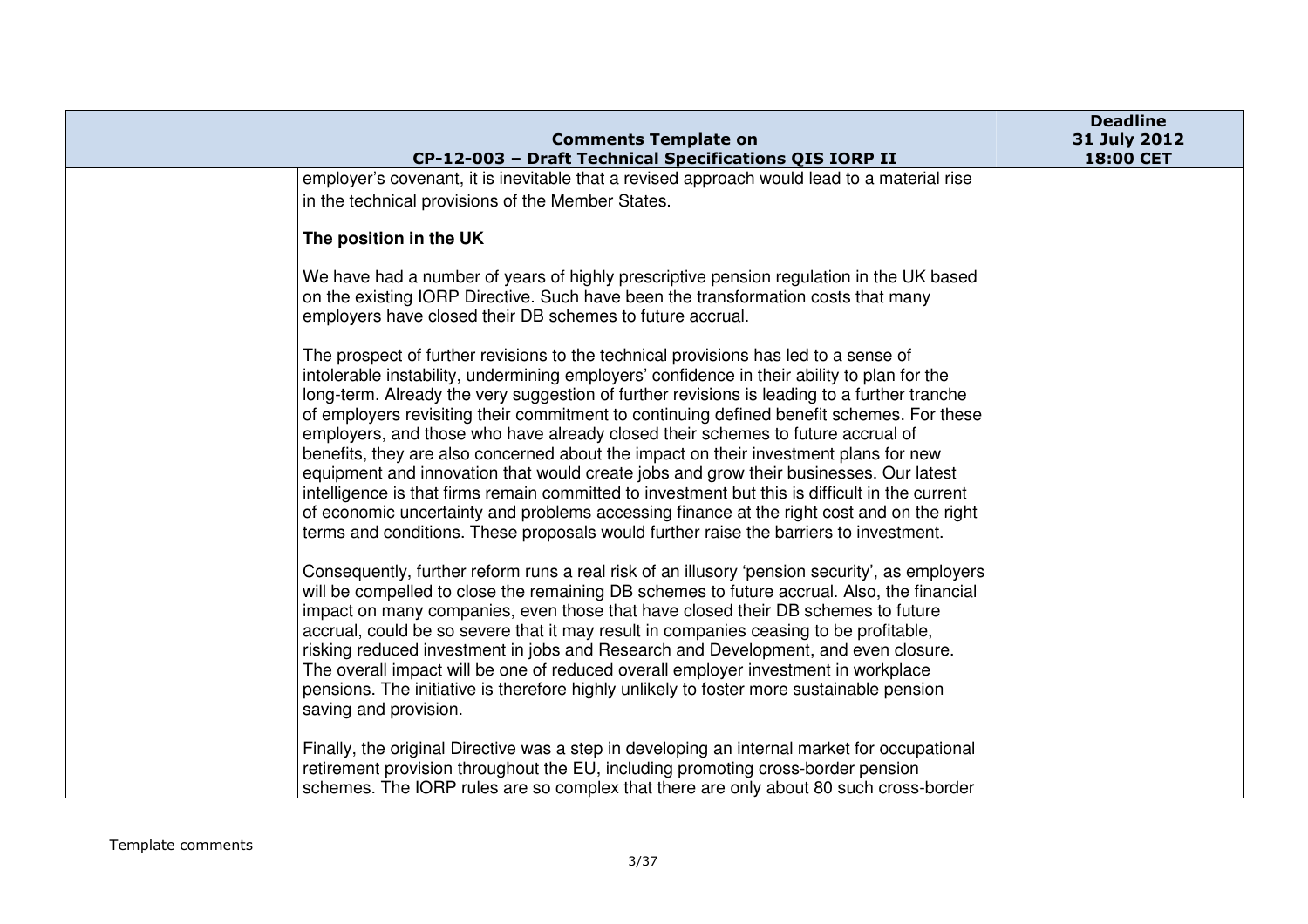employer's covenant, it is inevitable that a revised approach would lead to a material rise in the technical provisions of the Member States.

**The position in the UK**

We have had a number of years of highly prescriptive pension regulation in the UK based on the existing IORP Directive. Such have been the transformation costs that many employers have closed their DB schemes to future accrual.

The prospect of further revisions to the technical provisions has led to a sense of intolerable instability, undermining employers' confidence in their ability to plan for the long-term. Already the very suggestion of further revisions is leading to a further tranche of employers revisiting their commitment to continuing defined benefit schemes. For these employers, and those who have already closed their schemes to future accrual of benefits, they are also concerned about the impact on their investment plans for new equipment and innovation that would create jobs and grow their businesses. Our latest intelligence is that firms remain committed to investment but this is difficult in the current of economic uncertainty and problems accessing finance at the right cost and on the right terms and conditions. These proposals would further raise the barriers to investment.

Consequently, further reform runs a real risk of an illusory 'pension security', as employers will be compelled to close the remaining DB schemes to future accrual. Also, the financial impact on many companies, even those that have closed their DB schemes to future accrual, could be so severe that it may result in companies ceasing to be profitable, risking reduced investment in jobs and Research and Development, and even closure. The overall impact will be one of reduced overall employer investment in workplace pensions. The initiative is therefore highly unlikely to foster more sustainable pension saving and provision.

Finally, the original Directive was a step in developing an internal market for occupational retirement provision throughout the EU, including promoting cross-border pension schemes. The IORP rules are so complex that there are only about 80 such cross-border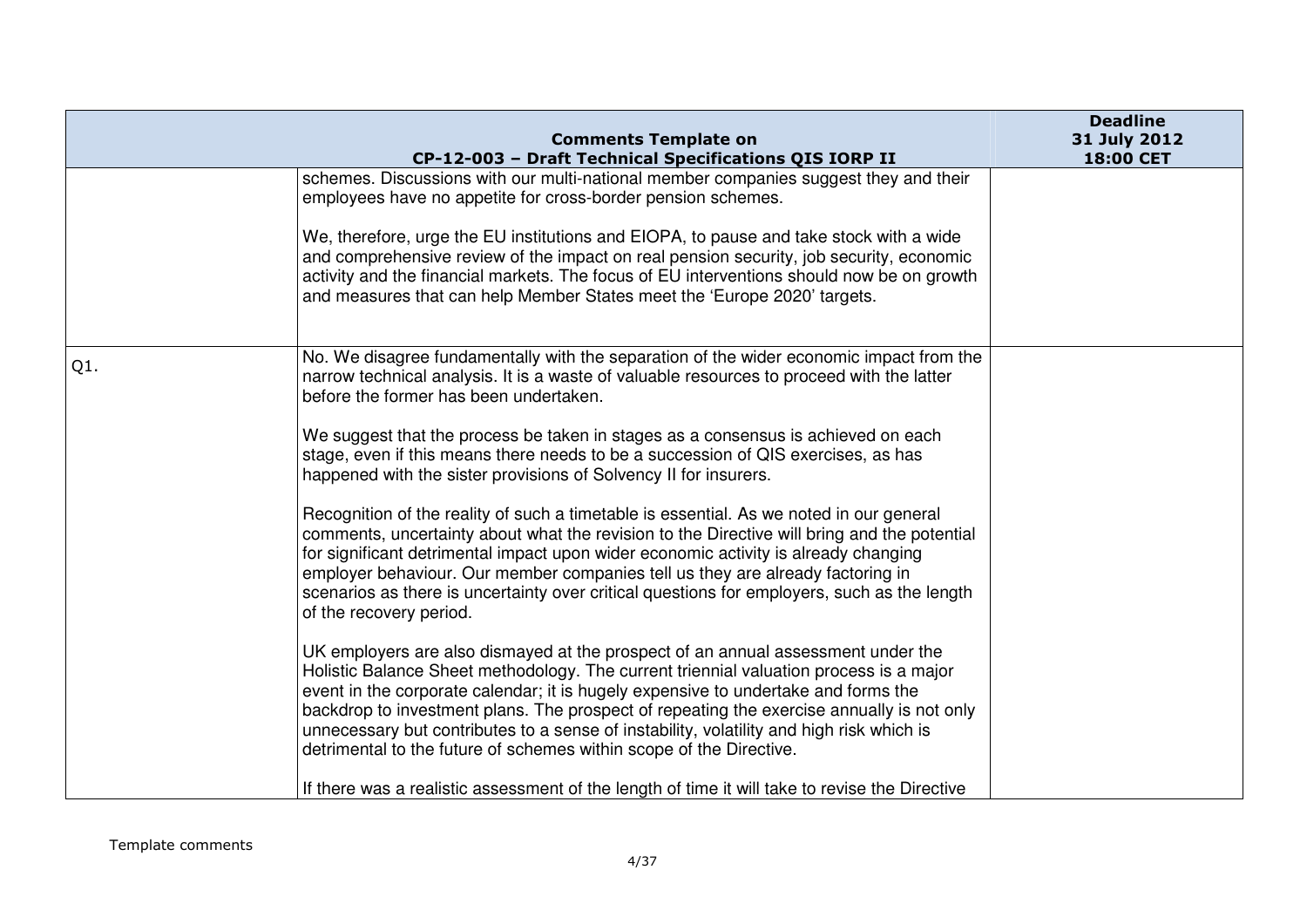| Comments Template on CP-12-003 – Draft Technical Specifications QIS IORP II | | Deadline 31 July 2012 18:00 CET |
|---|---|---|
| | schemes. Discussions with our multi-national member companies suggest they and their employees have no appetite for cross-border pension schemes.<br><br>We, therefore, urge the EU institutions and EIOPA, to pause and take stock with a wide and comprehensive review of the impact on real pension security, job security, economic activity and the financial markets. The focus of EU interventions should now be on growth and measures that can help Member States meet the 'Europe 2020' targets. | |
| Q1. | No. We disagree fundamentally with the separation of the wider economic impact from the narrow technical analysis. It is a waste of valuable resources to proceed with the latter before the former has been undertaken.<br><br>We suggest that the process be taken in stages as a consensus is achieved on each stage, even if this means there needs to be a succession of QIS exercises, as has happened with the sister provisions of Solvency II for insurers.<br><br>Recognition of the reality of such a timetable is essential. As we noted in our general comments, uncertainty about what the revision to the Directive will bring and the potential for significant detrimental impact upon wider economic activity is already changing employer behaviour. Our member companies tell us they are already factoring in scenarios as there is uncertainty over critical questions for employers, such as the length of the recovery period.<br><br>UK employers are also dismayed at the prospect of an annual assessment under the Holistic Balance Sheet methodology. The current triennial valuation process is a major event in the corporate calendar; it is hugely expensive to undertake and forms the backdrop to investment plans. The prospect of repeating the exercise annually is not only unnecessary but contributes to a sense of instability, volatility and high risk which is detrimental to the future of schemes within scope of the Directive.<br><br>If there was a realistic assessment of the length of time it will take to revise the Directive | |

Template comments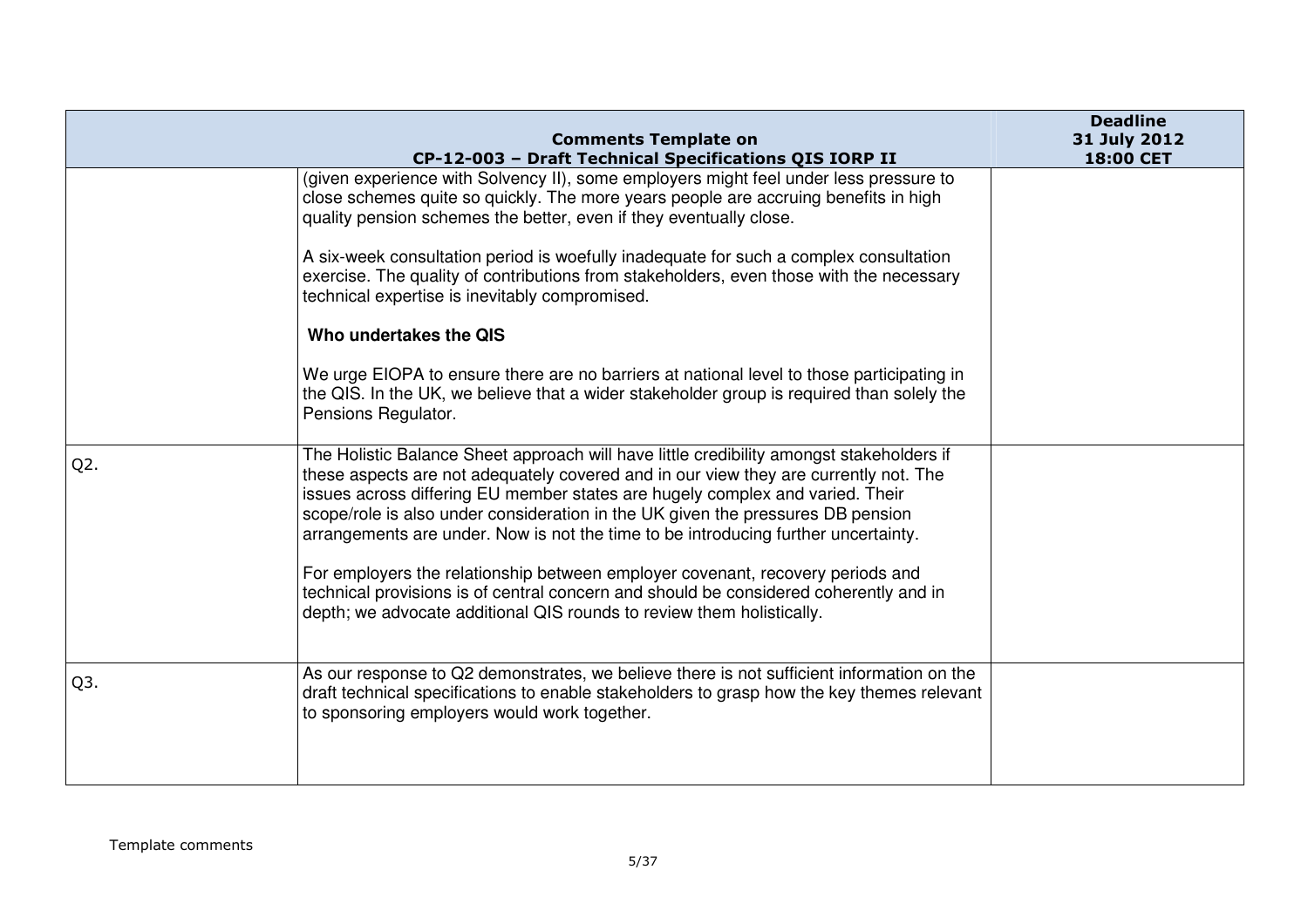| | Comments Template on CP-12-003 – Draft Technical Specifications QIS IORP II | Deadline 31 July 2012 18:00 CET |
|---|---|---|
| | (given experience with Solvency II), some employers might feel under less pressure to close schemes quite so quickly. The more years people are accruing benefits in high quality pension schemes the better, even if they eventually close.<br><br>A six-week consultation period is woefully inadequate for such a complex consultation exercise. The quality of contributions from stakeholders, even those with the necessary technical expertise is inevitably compromised.<br><br>**Who undertakes the QIS**<br><br>We urge EIOPA to ensure there are no barriers at national level to those participating in the QIS. In the UK, we believe that a wider stakeholder group is required than solely the Pensions Regulator. | |
| Q2. | The Holistic Balance Sheet approach will have little credibility amongst stakeholders if these aspects are not adequately covered and in our view they are currently not. The issues across differing EU member states are hugely complex and varied. Their scope/role is also under consideration in the UK given the pressures DB pension arrangements are under. Now is not the time to be introducing further uncertainty.<br><br>For employers the relationship between employer covenant, recovery periods and technical provisions is of central concern and should be considered coherently and in depth; we advocate additional QIS rounds to review them holistically. | |
| Q3. | As our response to Q2 demonstrates, we believe there is not sufficient information on the draft technical specifications to enable stakeholders to grasp how the key themes relevant to sponsoring employers would work together. | |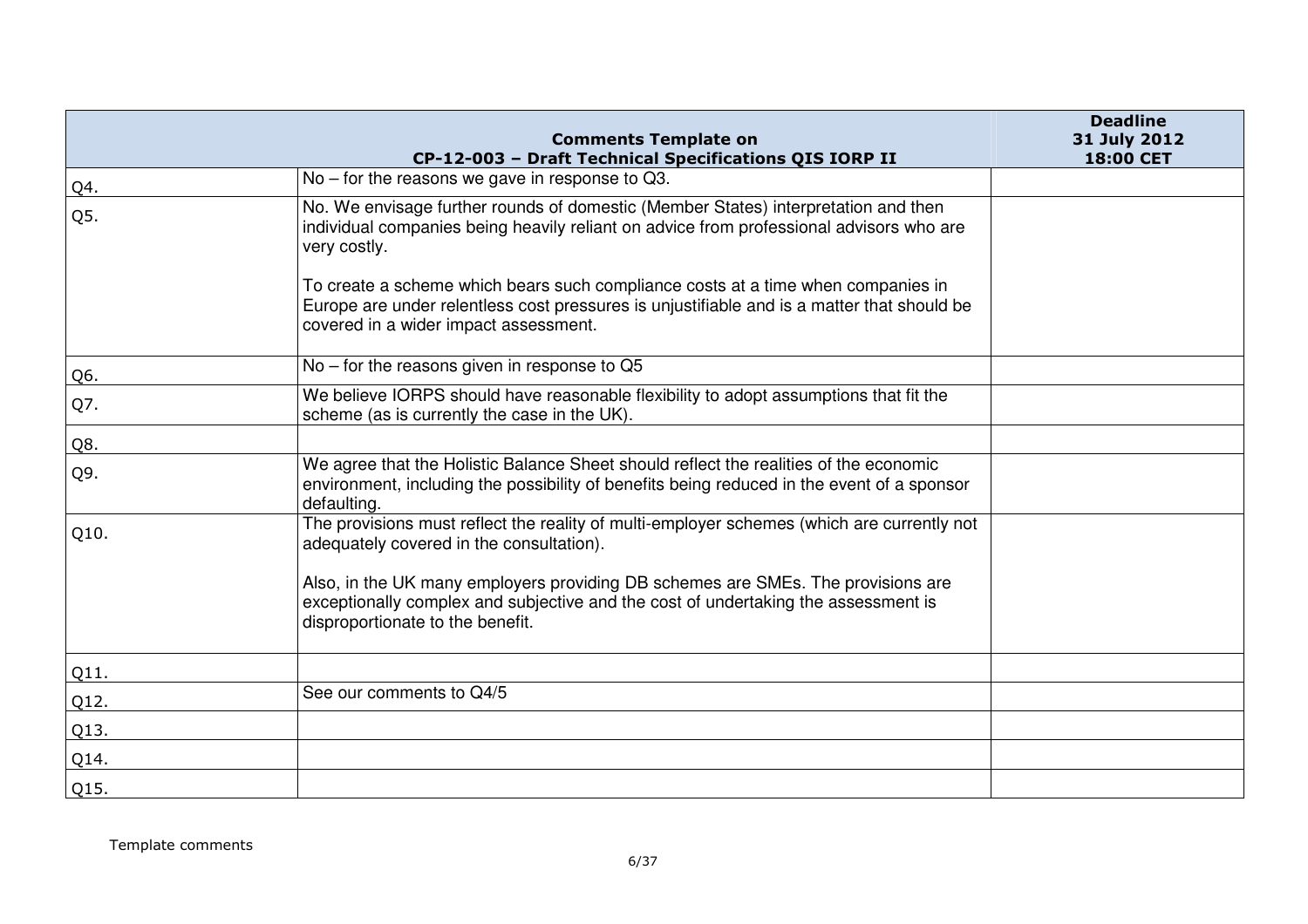| Comments Template on CP-12-003 – Draft Technical Specifications QIS IORP II | | Deadline 31 July 2012 18:00 CET |
|---|---|---|
| Q4. | No – for the reasons we gave in response to Q3. | |
| Q5. | No. We envisage further rounds of domestic (Member States) interpretation and then individual companies being heavily reliant on advice from professional advisors who are very costly.<br><br>To create a scheme which bears such compliance costs at a time when companies in Europe are under relentless cost pressures is unjustifiable and is a matter that should be covered in a wider impact assessment. | |
| Q6. | No – for the reasons given in response to Q5 | |
| Q7. | We believe IORPS should have reasonable flexibility to adopt assumptions that fit the scheme (as is currently the case in the UK). | |
| Q8. | | |
| Q9. | We agree that the Holistic Balance Sheet should reflect the realities of the economic environment, including the possibility of benefits being reduced in the event of a sponsor defaulting. | |
| Q10. | The provisions must reflect the reality of multi-employer schemes (which are currently not adequately covered in the consultation).<br><br>Also, in the UK many employers providing DB schemes are SMEs. The provisions are exceptionally complex and subjective and the cost of undertaking the assessment is disproportionate to the benefit. | |
| Q11. | | |
| Q12. | See our comments to Q4/5 | |
| Q13. | | |
| Q14. | | |
| Q15. | | |

Template comments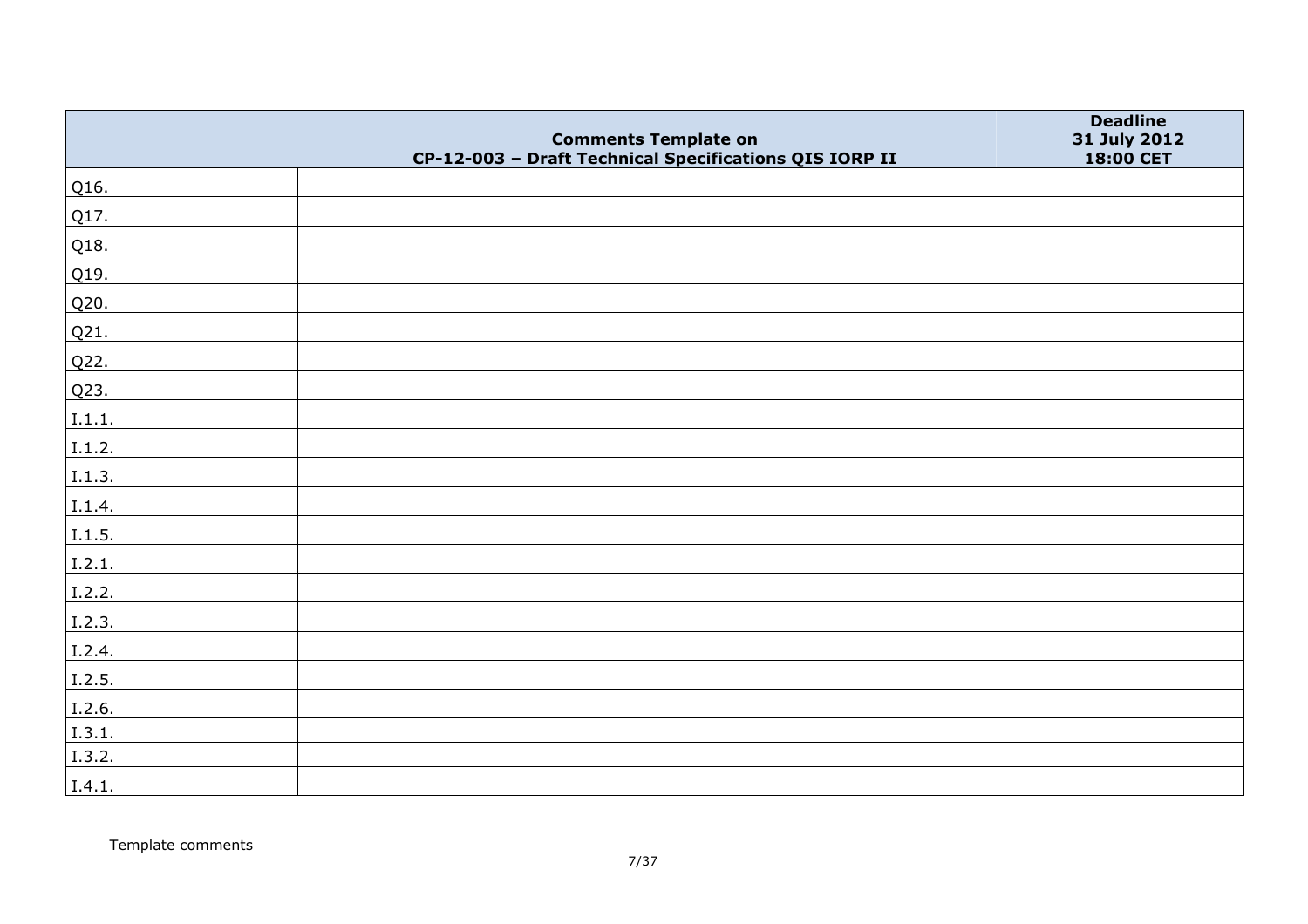| | Comments Template on CP-12-003 – Draft Technical Specifications QIS IORP II | Deadline 31 July 2012 18:00 CET |
|---|---|---|
| Q16. | | |
| Q17. | | |
| Q18. | | |
| Q19. | | |
| Q20. | | |
| Q21. | | |
| Q22. | | |
| Q23. | | |
| I.1.1. | | |
| I.1.2. | | |
| I.1.3. | | |
| I.1.4. | | |
| I.1.5. | | |
| I.2.1. | | |
| I.2.2. | | |
| I.2.3. | | |
| I.2.4. | | |
| I.2.5. | | |
| I.2.6. | | |
| I.3.1. | | |
| I.3.2. | | |
| I.4.1. | | |

Template comments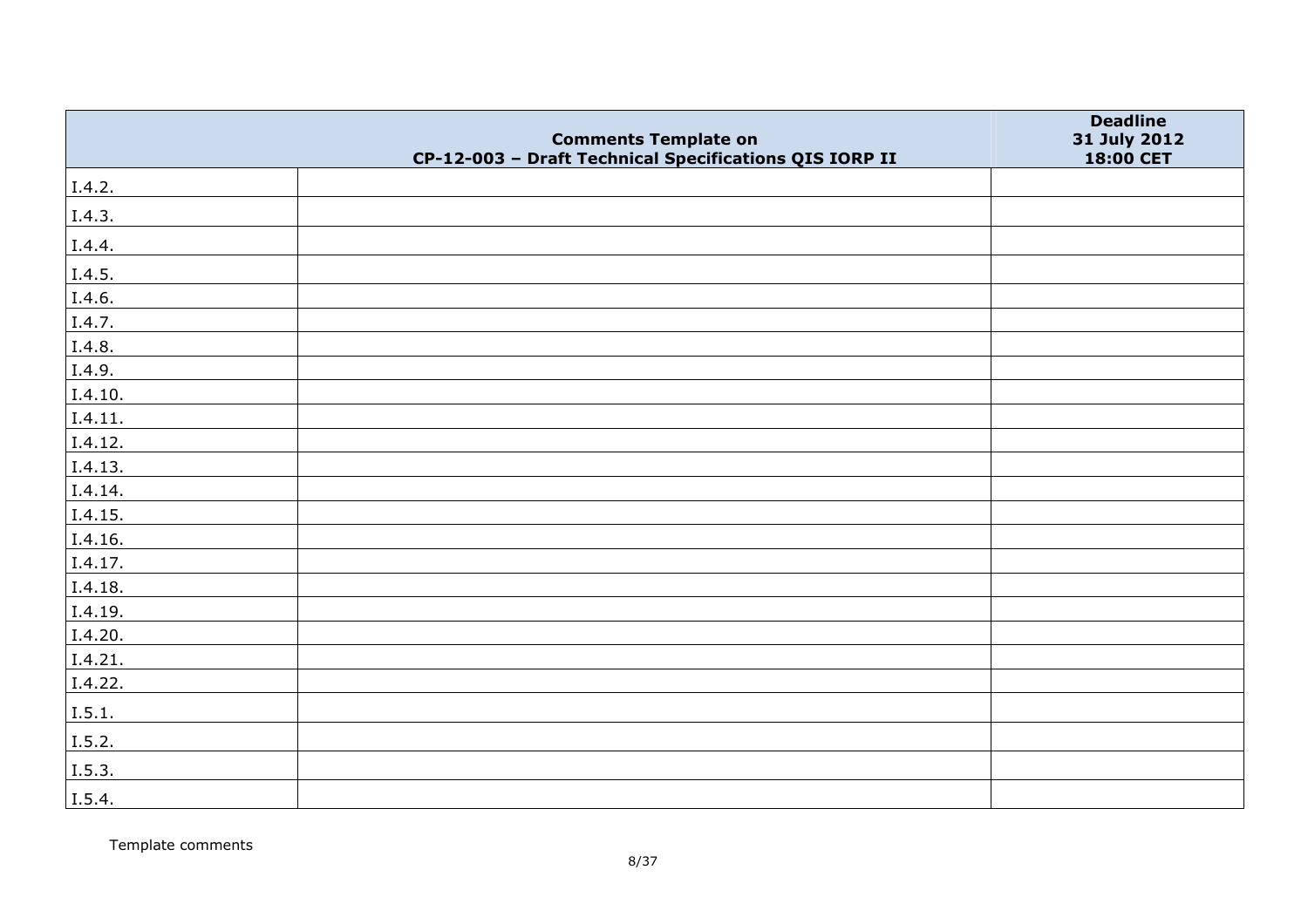| | Comments Template on CP-12-003 – Draft Technical Specifications QIS IORP II | Deadline 31 July 2012 18:00 CET |
|---|---|---|
| I.4.2. | | |
| I.4.3. | | |
| I.4.4. | | |
| I.4.5. | | |
| I.4.6. | | |
| I.4.7. | | |
| I.4.8. | | |
| I.4.9. | | |
| I.4.10. | | |
| I.4.11. | | |
| I.4.12. | | |
| I.4.13. | | |
| I.4.14. | | |
| I.4.15. | | |
| I.4.16. | | |
| I.4.17. | | |
| I.4.18. | | |
| I.4.19. | | |
| I.4.20. | | |
| I.4.21. | | |
| I.4.22. | | |
| I.5.1. | | |
| I.5.2. | | |
| I.5.3. | | |
| I.5.4. | | |

Template comments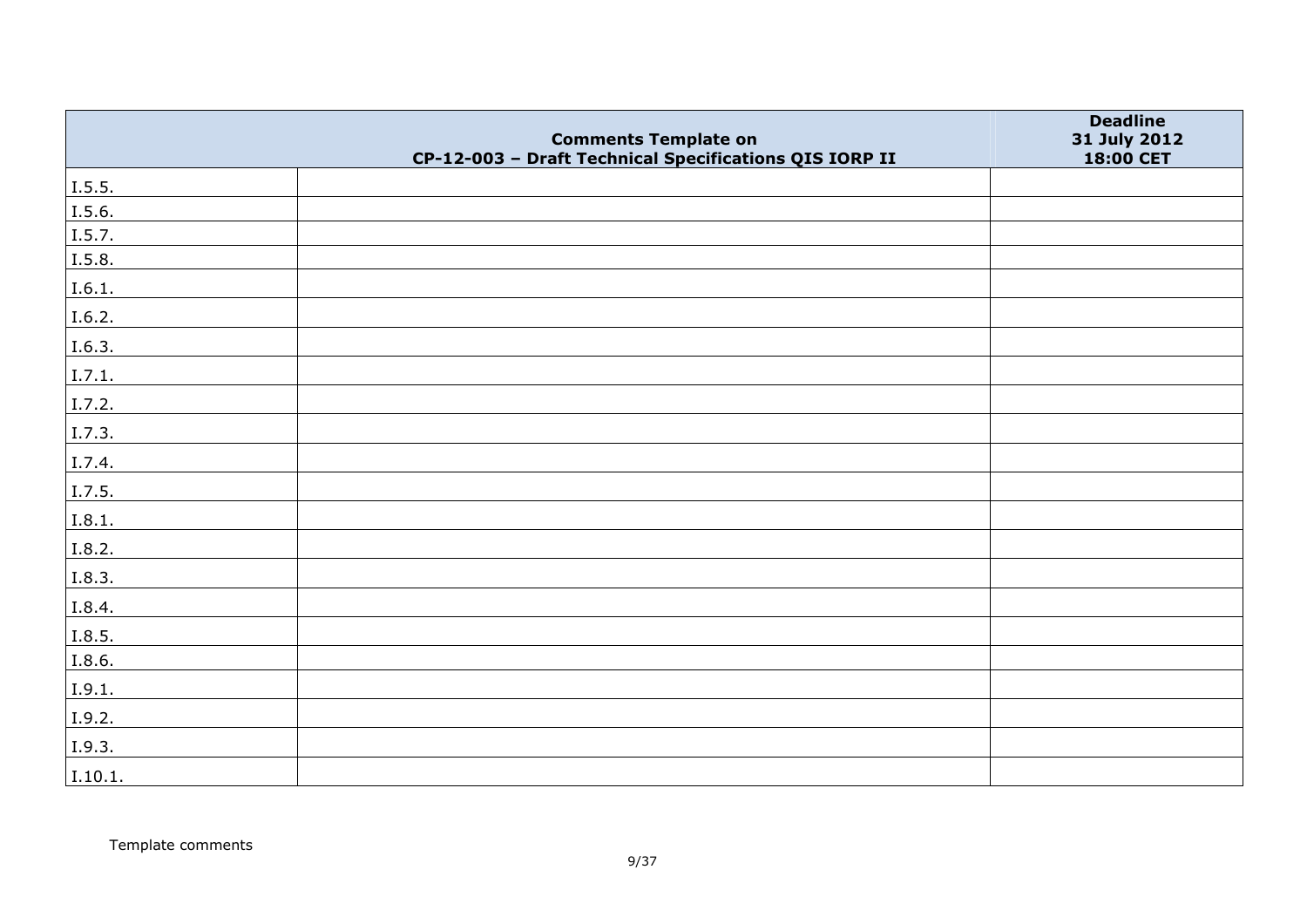| | Comments Template on<br>CP-12-003 – Draft Technical Specifications QIS IORP II | Deadline<br>31 July 2012<br>18:00 CET |
|---|---|---|
| I.5.5. | | |
| I.5.6. | | |
| I.5.7. | | |
| I.5.8. | | |
| I.6.1. | | |
| I.6.2. | | |
| I.6.3. | | |
| I.7.1. | | |
| I.7.2. | | |
| I.7.3. | | |
| I.7.4. | | |
| I.7.5. | | |
| I.8.1. | | |
| I.8.2. | | |
| I.8.3. | | |
| I.8.4. | | |
| I.8.5. | | |
| I.8.6. | | |
| I.9.1. | | |
| I.9.2. | | |
| I.9.3. | | |
| I.10.1. | | |

Template comments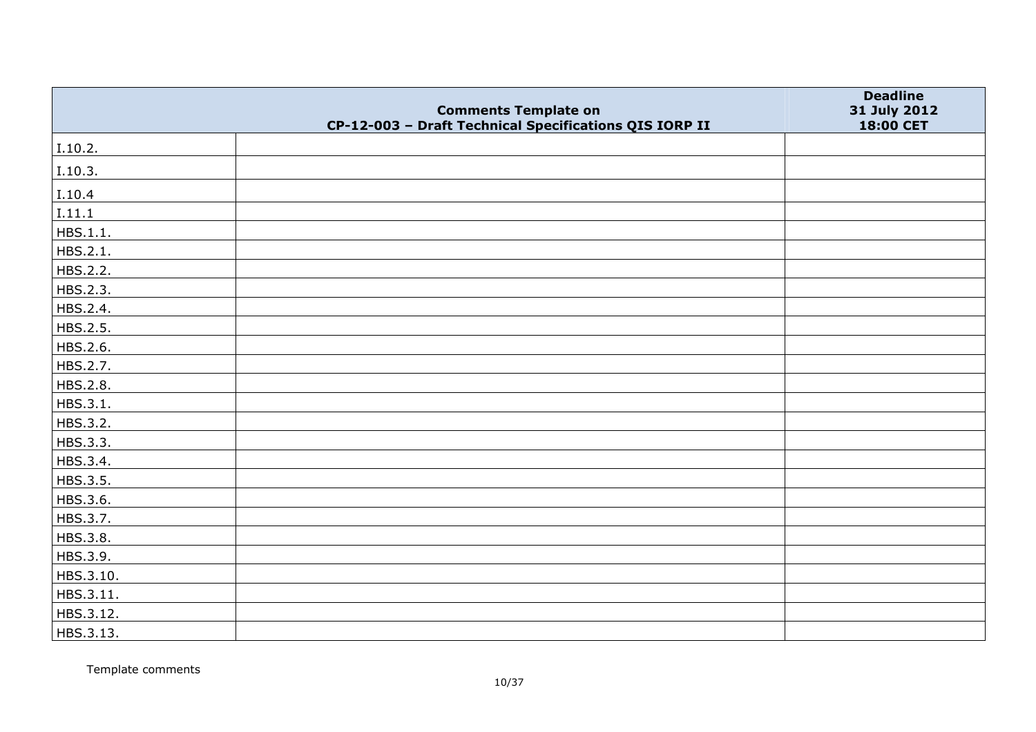| | Comments Template on CP-12-003 – Draft Technical Specifications QIS IORP II | Deadline 31 July 2012 18:00 CET |
|---|---|---|
| I.10.2. | | |
| I.10.3. | | |
| I.10.4 | | |
| I.11.1 | | |
| HBS.1.1. | | |
| HBS.2.1. | | |
| HBS.2.2. | | |
| HBS.2.3. | | |
| HBS.2.4. | | |
| HBS.2.5. | | |
| HBS.2.6. | | |
| HBS.2.7. | | |
| HBS.2.8. | | |
| HBS.3.1. | | |
| HBS.3.2. | | |
| HBS.3.3. | | |
| HBS.3.4. | | |
| HBS.3.5. | | |
| HBS.3.6. | | |
| HBS.3.7. | | |
| HBS.3.8. | | |
| HBS.3.9. | | |
| HBS.3.10. | | |
| HBS.3.11. | | |
| HBS.3.12. | | |
| HBS.3.13. | | |

Template comments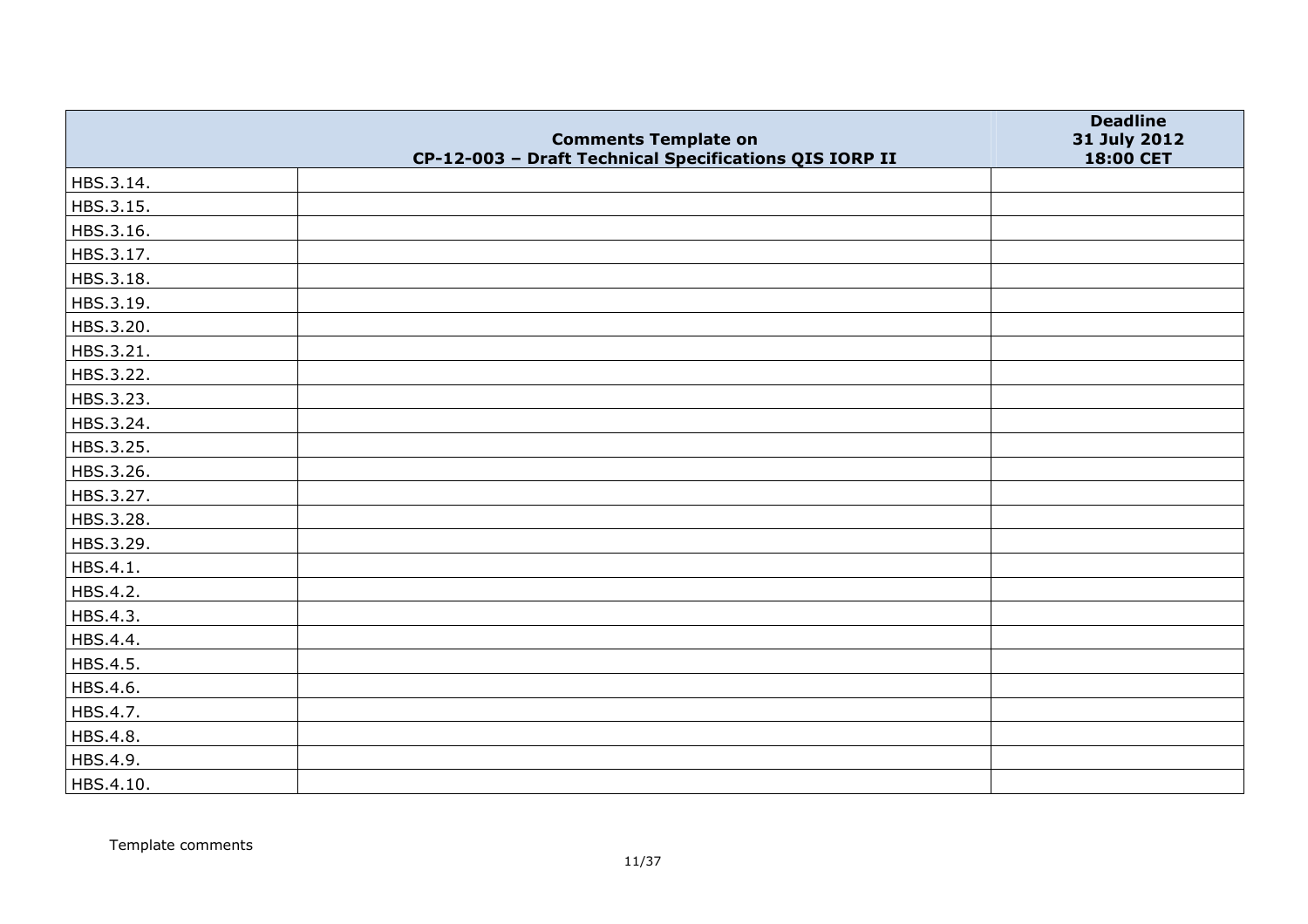| | Comments Template on CP-12-003 – Draft Technical Specifications QIS IORP II | Deadline 31 July 2012 18:00 CET |
|---|---|---|
| HBS.3.14. | | |
| HBS.3.15. | | |
| HBS.3.16. | | |
| HBS.3.17. | | |
| HBS.3.18. | | |
| HBS.3.19. | | |
| HBS.3.20. | | |
| HBS.3.21. | | |
| HBS.3.22. | | |
| HBS.3.23. | | |
| HBS.3.24. | | |
| HBS.3.25. | | |
| HBS.3.26. | | |
| HBS.3.27. | | |
| HBS.3.28. | | |
| HBS.3.29. | | |
| HBS.4.1. | | |
| HBS.4.2. | | |
| HBS.4.3. | | |
| HBS.4.4. | | |
| HBS.4.5. | | |
| HBS.4.6. | | |
| HBS.4.7. | | |
| HBS.4.8. | | |
| HBS.4.9. | | |
| HBS.4.10. | | |

Template comments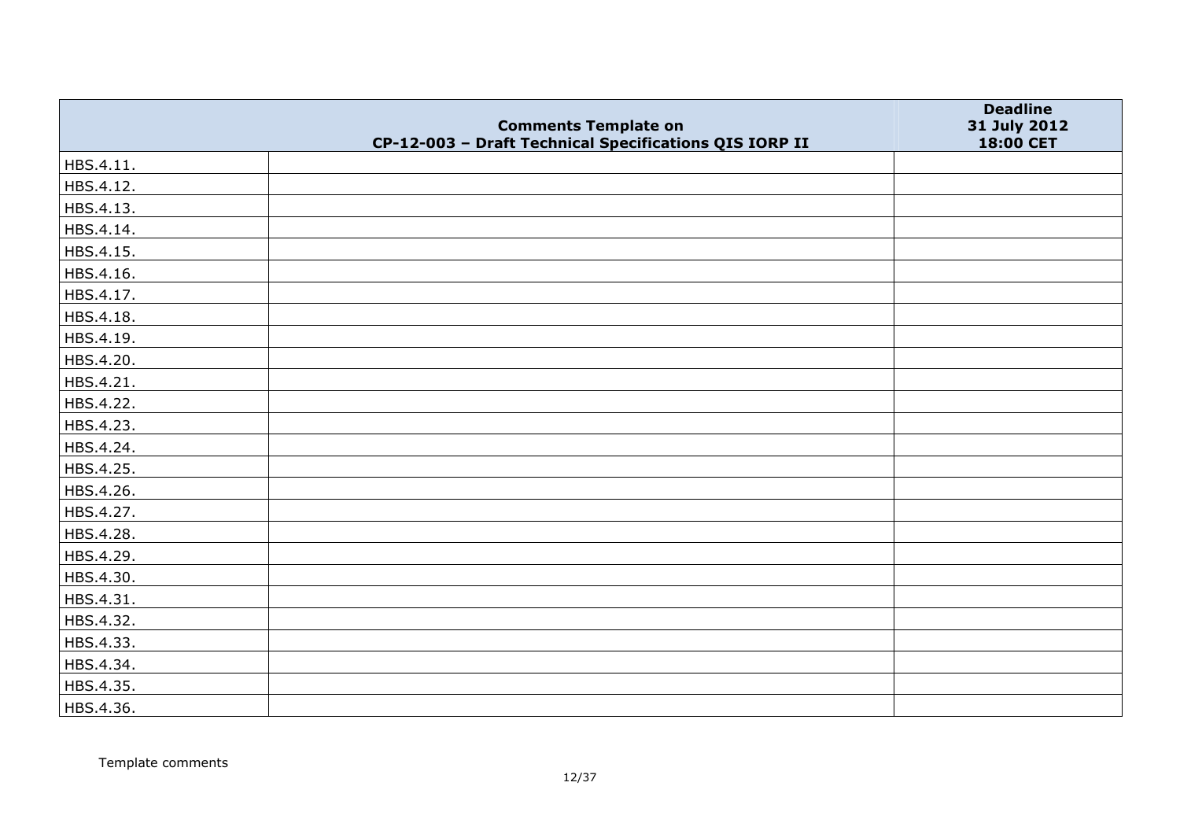| | Comments Template on CP-12-003 – Draft Technical Specifications QIS IORP II | Deadline 31 July 2012 18:00 CET |
|---|---|---|
| HBS.4.11. | | |
| HBS.4.12. | | |
| HBS.4.13. | | |
| HBS.4.14. | | |
| HBS.4.15. | | |
| HBS.4.16. | | |
| HBS.4.17. | | |
| HBS.4.18. | | |
| HBS.4.19. | | |
| HBS.4.20. | | |
| HBS.4.21. | | |
| HBS.4.22. | | |
| HBS.4.23. | | |
| HBS.4.24. | | |
| HBS.4.25. | | |
| HBS.4.26. | | |
| HBS.4.27. | | |
| HBS.4.28. | | |
| HBS.4.29. | | |
| HBS.4.30. | | |
| HBS.4.31. | | |
| HBS.4.32. | | |
| HBS.4.33. | | |
| HBS.4.34. | | |
| HBS.4.35. | | |
| HBS.4.36. | | |

Template comments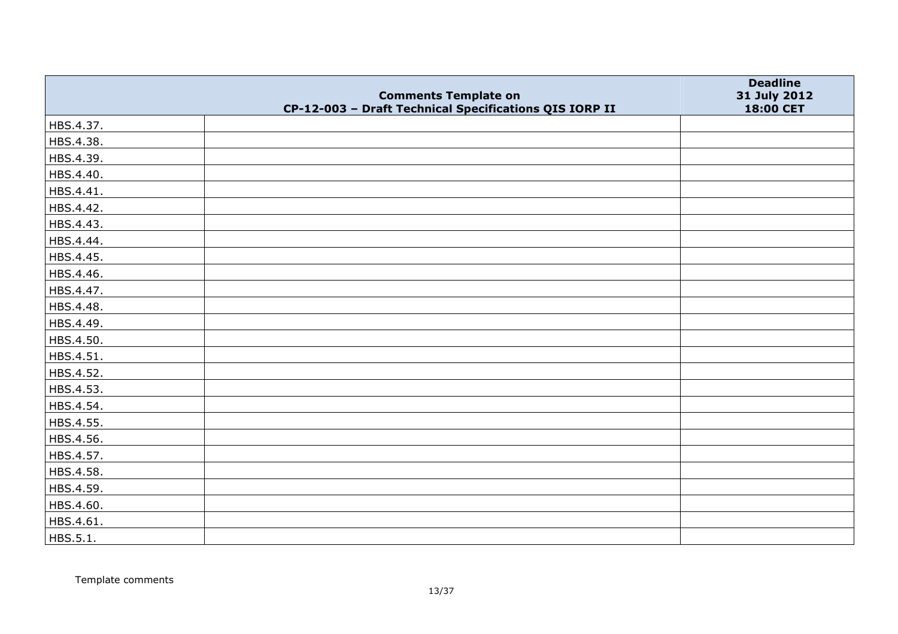| | Comments Template on CP-12-003 – Draft Technical Specifications QIS IORP II | Deadline 31 July 2012 18:00 CET |
|---|---|---|
| HBS.4.37. | | |
| HBS.4.38. | | |
| HBS.4.39. | | |
| HBS.4.40. | | |
| HBS.4.41. | | |
| HBS.4.42. | | |
| HBS.4.43. | | |
| HBS.4.44. | | |
| HBS.4.45. | | |
| HBS.4.46. | | |
| HBS.4.47. | | |
| HBS.4.48. | | |
| HBS.4.49. | | |
| HBS.4.50. | | |
| HBS.4.51. | | |
| HBS.4.52. | | |
| HBS.4.53. | | |
| HBS.4.54. | | |
| HBS.4.55. | | |
| HBS.4.56. | | |
| HBS.4.57. | | |
| HBS.4.58. | | |
| HBS.4.59. | | |
| HBS.4.60. | | |
| HBS.4.61. | | |
| HBS.5.1. | | |

Template comments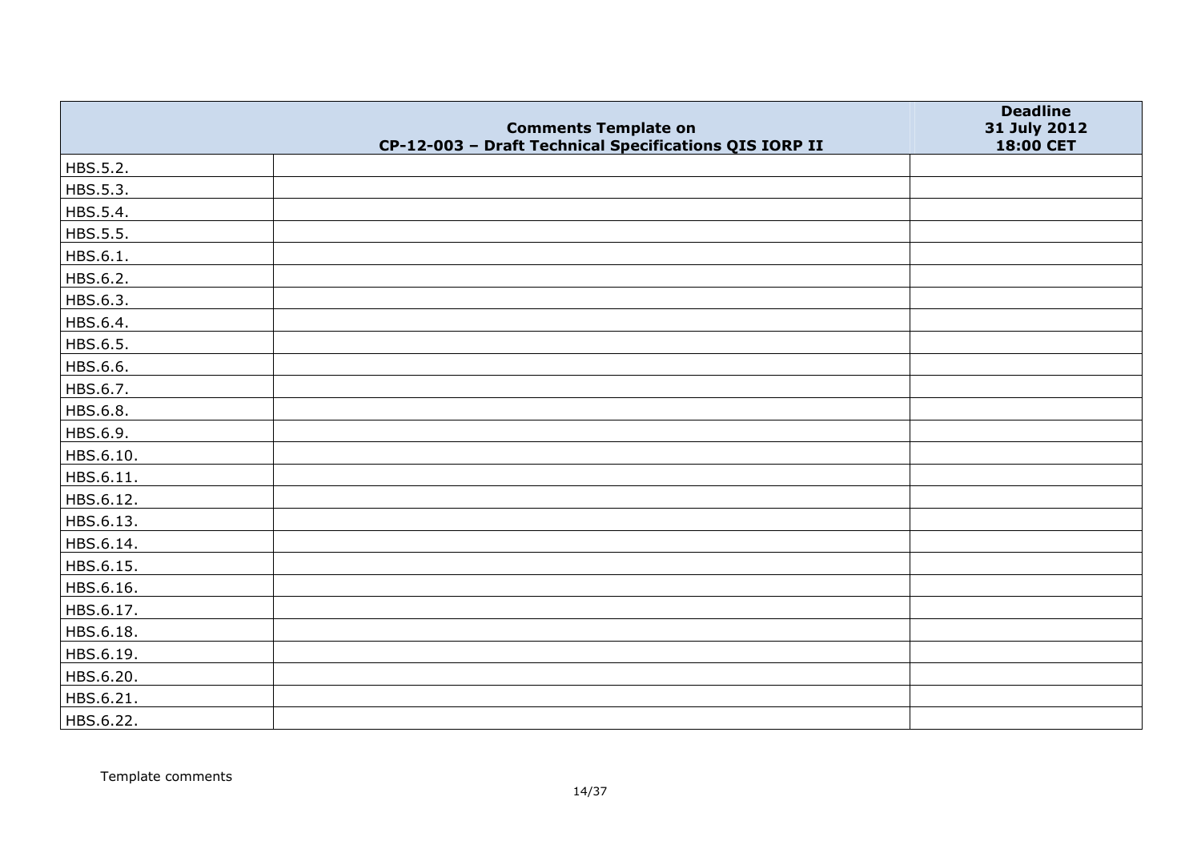| | Comments Template on CP-12-003 – Draft Technical Specifications QIS IORP II | Deadline 31 July 2012 18:00 CET |
|---|---|---|
| HBS.5.2. | | |
| HBS.5.3. | | |
| HBS.5.4. | | |
| HBS.5.5. | | |
| HBS.6.1. | | |
| HBS.6.2. | | |
| HBS.6.3. | | |
| HBS.6.4. | | |
| HBS.6.5. | | |
| HBS.6.6. | | |
| HBS.6.7. | | |
| HBS.6.8. | | |
| HBS.6.9. | | |
| HBS.6.10. | | |
| HBS.6.11. | | |
| HBS.6.12. | | |
| HBS.6.13. | | |
| HBS.6.14. | | |
| HBS.6.15. | | |
| HBS.6.16. | | |
| HBS.6.17. | | |
| HBS.6.18. | | |
| HBS.6.19. | | |
| HBS.6.20. | | |
| HBS.6.21. | | |
| HBS.6.22. | | |

Template comments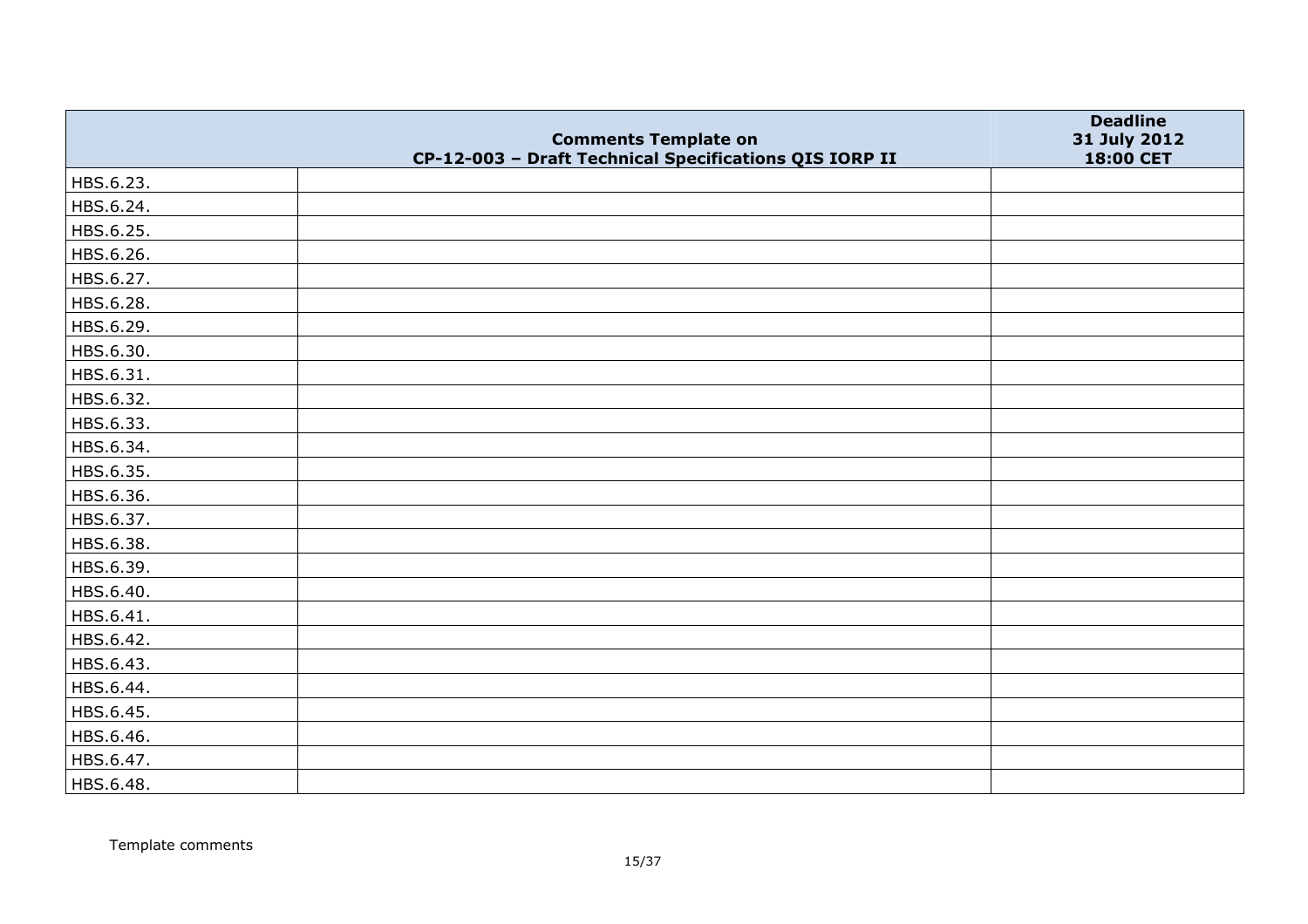|  | Comments Template on<br>CP-12-003 – Draft Technical Specifications QIS IORP II | Deadline<br>31 July 2012<br>18:00 CET |
|---|---|---|
| HBS.6.23. |  |  |
| HBS.6.24. |  |  |
| HBS.6.25. |  |  |
| HBS.6.26. |  |  |
| HBS.6.27. |  |  |
| HBS.6.28. |  |  |
| HBS.6.29. |  |  |
| HBS.6.30. |  |  |
| HBS.6.31. |  |  |
| HBS.6.32. |  |  |
| HBS.6.33. |  |  |
| HBS.6.34. |  |  |
| HBS.6.35. |  |  |
| HBS.6.36. |  |  |
| HBS.6.37. |  |  |
| HBS.6.38. |  |  |
| HBS.6.39. |  |  |
| HBS.6.40. |  |  |
| HBS.6.41. |  |  |
| HBS.6.42. |  |  |
| HBS.6.43. |  |  |
| HBS.6.44. |  |  |
| HBS.6.45. |  |  |
| HBS.6.46. |  |  |
| HBS.6.47. |  |  |
| HBS.6.48. |  |  |

Template comments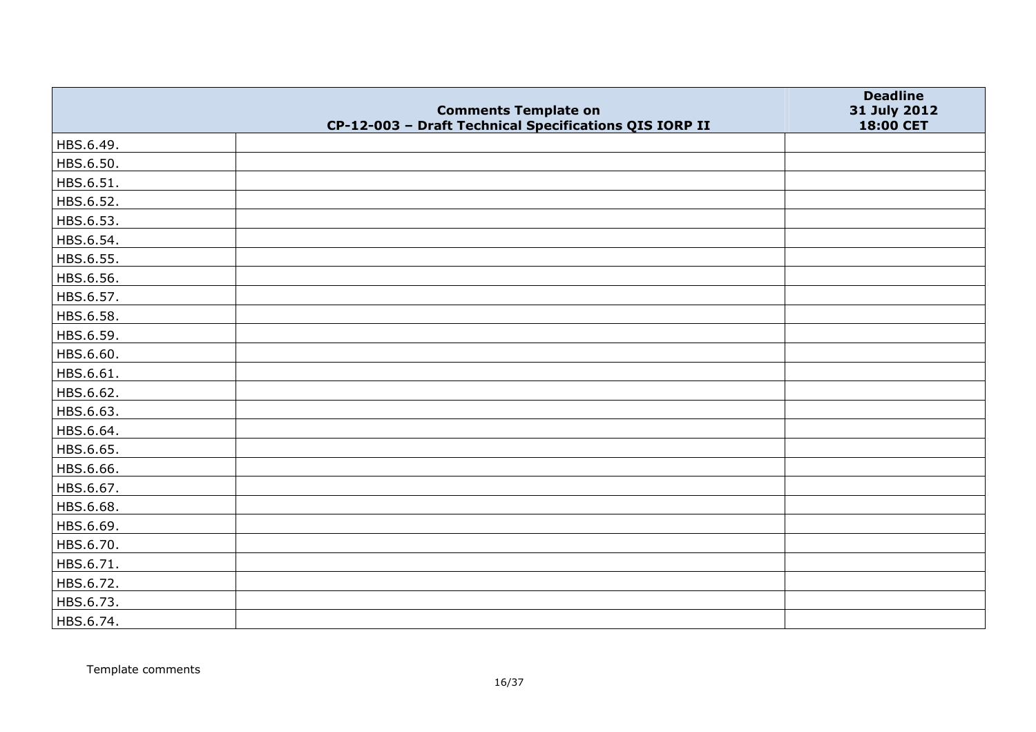| | Comments Template on CP-12-003 – Draft Technical Specifications QIS IORP II | Deadline 31 July 2012 18:00 CET |
|---|---|---|
| HBS.6.49. | | |
| HBS.6.50. | | |
| HBS.6.51. | | |
| HBS.6.52. | | |
| HBS.6.53. | | |
| HBS.6.54. | | |
| HBS.6.55. | | |
| HBS.6.56. | | |
| HBS.6.57. | | |
| HBS.6.58. | | |
| HBS.6.59. | | |
| HBS.6.60. | | |
| HBS.6.61. | | |
| HBS.6.62. | | |
| HBS.6.63. | | |
| HBS.6.64. | | |
| HBS.6.65. | | |
| HBS.6.66. | | |
| HBS.6.67. | | |
| HBS.6.68. | | |
| HBS.6.69. | | |
| HBS.6.70. | | |
| HBS.6.71. | | |
| HBS.6.72. | | |
| HBS.6.73. | | |
| HBS.6.74. | | |

Template comments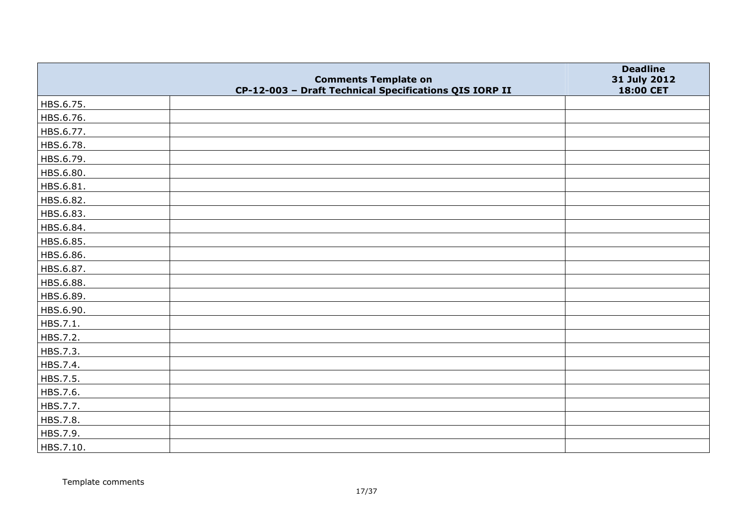| | Comments Template on CP-12-003 – Draft Technical Specifications QIS IORP II | Deadline 31 July 2012 18:00 CET |
|---|---|---|
| HBS.6.75. | | |
| HBS.6.76. | | |
| HBS.6.77. | | |
| HBS.6.78. | | |
| HBS.6.79. | | |
| HBS.6.80. | | |
| HBS.6.81. | | |
| HBS.6.82. | | |
| HBS.6.83. | | |
| HBS.6.84. | | |
| HBS.6.85. | | |
| HBS.6.86. | | |
| HBS.6.87. | | |
| HBS.6.88. | | |
| HBS.6.89. | | |
| HBS.6.90. | | |
| HBS.7.1. | | |
| HBS.7.2. | | |
| HBS.7.3. | | |
| HBS.7.4. | | |
| HBS.7.5. | | |
| HBS.7.6. | | |
| HBS.7.7. | | |
| HBS.7.8. | | |
| HBS.7.9. | | |
| HBS.7.10. | | |

Template comments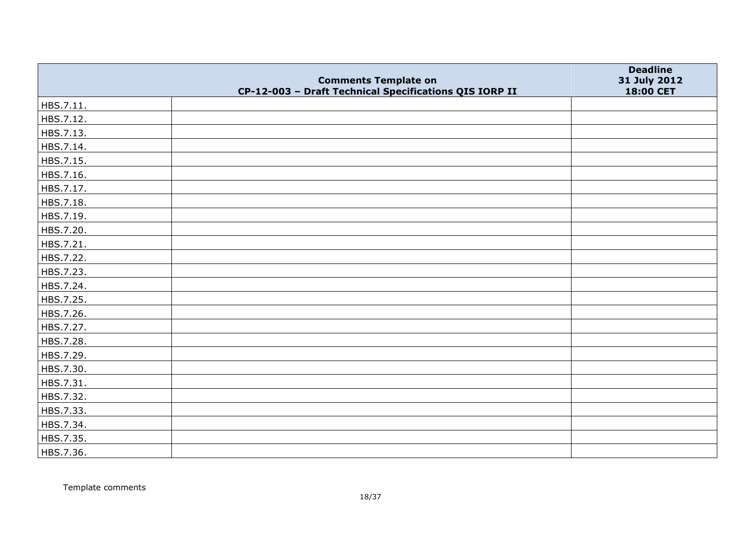| | Comments Template on CP-12-003 – Draft Technical Specifications QIS IORP II | Deadline 31 July 2012 18:00 CET |
|---|---|---|
| HBS.7.11. | | |
| HBS.7.12. | | |
| HBS.7.13. | | |
| HBS.7.14. | | |
| HBS.7.15. | | |
| HBS.7.16. | | |
| HBS.7.17. | | |
| HBS.7.18. | | |
| HBS.7.19. | | |
| HBS.7.20. | | |
| HBS.7.21. | | |
| HBS.7.22. | | |
| HBS.7.23. | | |
| HBS.7.24. | | |
| HBS.7.25. | | |
| HBS.7.26. | | |
| HBS.7.27. | | |
| HBS.7.28. | | |
| HBS.7.29. | | |
| HBS.7.30. | | |
| HBS.7.31. | | |
| HBS.7.32. | | |
| HBS.7.33. | | |
| HBS.7.34. | | |
| HBS.7.35. | | |
| HBS.7.36. | | |

Template comments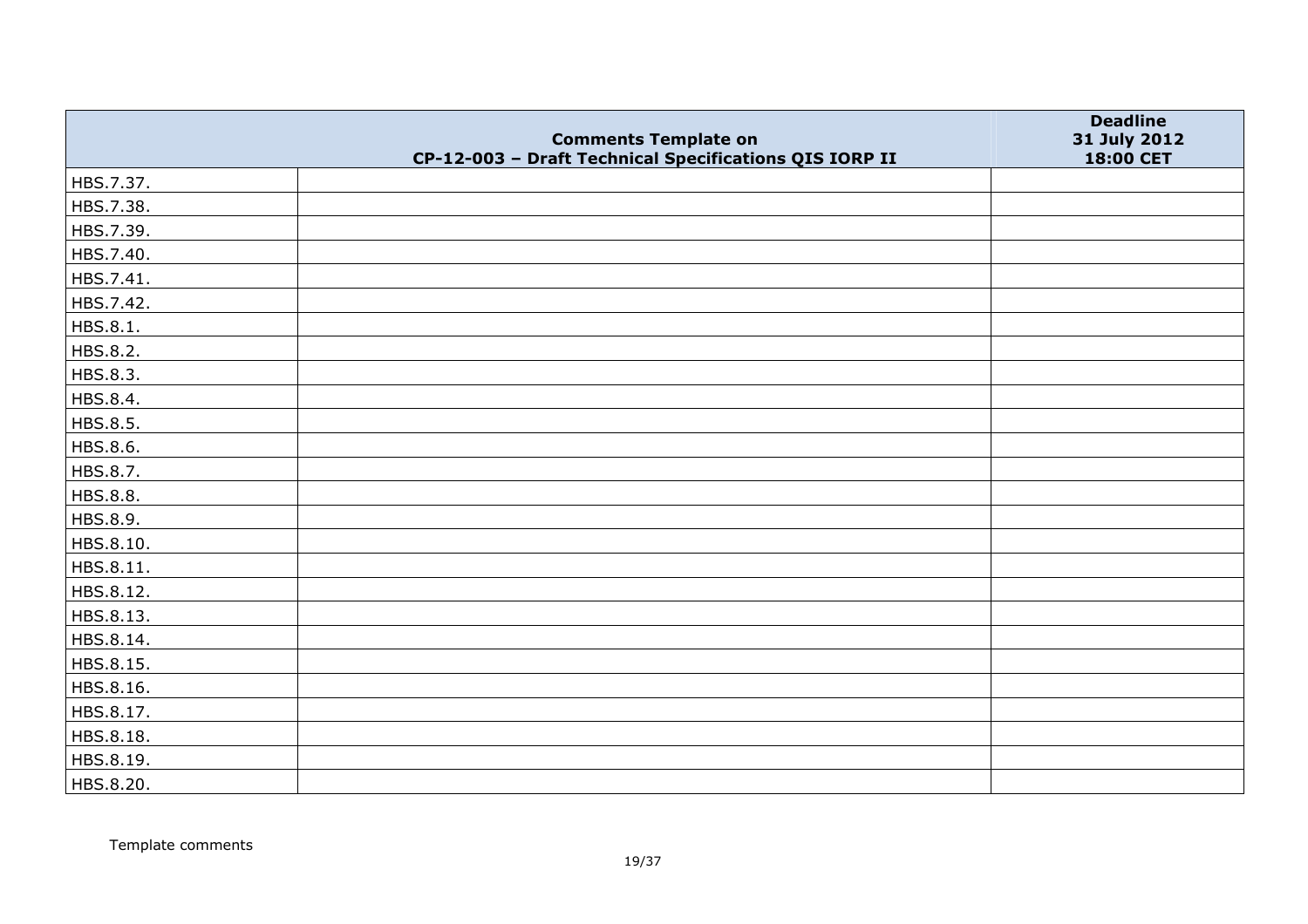| | Comments Template on CP-12-003 – Draft Technical Specifications QIS IORP II | Deadline 31 July 2012 18:00 CET |
|---|---|---|
| HBS.7.37. | | |
| HBS.7.38. | | |
| HBS.7.39. | | |
| HBS.7.40. | | |
| HBS.7.41. | | |
| HBS.7.42. | | |
| HBS.8.1. | | |
| HBS.8.2. | | |
| HBS.8.3. | | |
| HBS.8.4. | | |
| HBS.8.5. | | |
| HBS.8.6. | | |
| HBS.8.7. | | |
| HBS.8.8. | | |
| HBS.8.9. | | |
| HBS.8.10. | | |
| HBS.8.11. | | |
| HBS.8.12. | | |
| HBS.8.13. | | |
| HBS.8.14. | | |
| HBS.8.15. | | |
| HBS.8.16. | | |
| HBS.8.17. | | |
| HBS.8.18. | | |
| HBS.8.19. | | |
| HBS.8.20. | | |

Template comments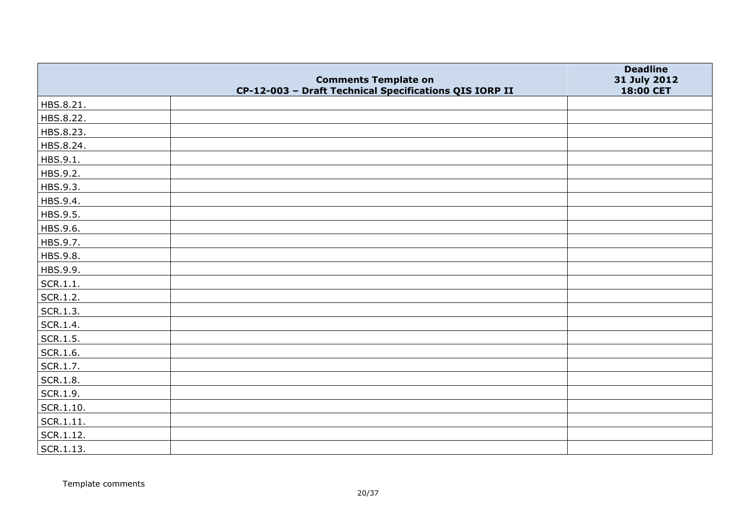| | Comments Template on CP-12-003 – Draft Technical Specifications QIS IORP II | Deadline 31 July 2012 18:00 CET |
|---|---|---|
| HBS.8.21. | | |
| HBS.8.22. | | |
| HBS.8.23. | | |
| HBS.8.24. | | |
| HBS.9.1. | | |
| HBS.9.2. | | |
| HBS.9.3. | | |
| HBS.9.4. | | |
| HBS.9.5. | | |
| HBS.9.6. | | |
| HBS.9.7. | | |
| HBS.9.8. | | |
| HBS.9.9. | | |
| SCR.1.1. | | |
| SCR.1.2. | | |
| SCR.1.3. | | |
| SCR.1.4. | | |
| SCR.1.5. | | |
| SCR.1.6. | | |
| SCR.1.7. | | |
| SCR.1.8. | | |
| SCR.1.9. | | |
| SCR.1.10. | | |
| SCR.1.11. | | |
| SCR.1.12. | | |
| SCR.1.13. | | |

Template comments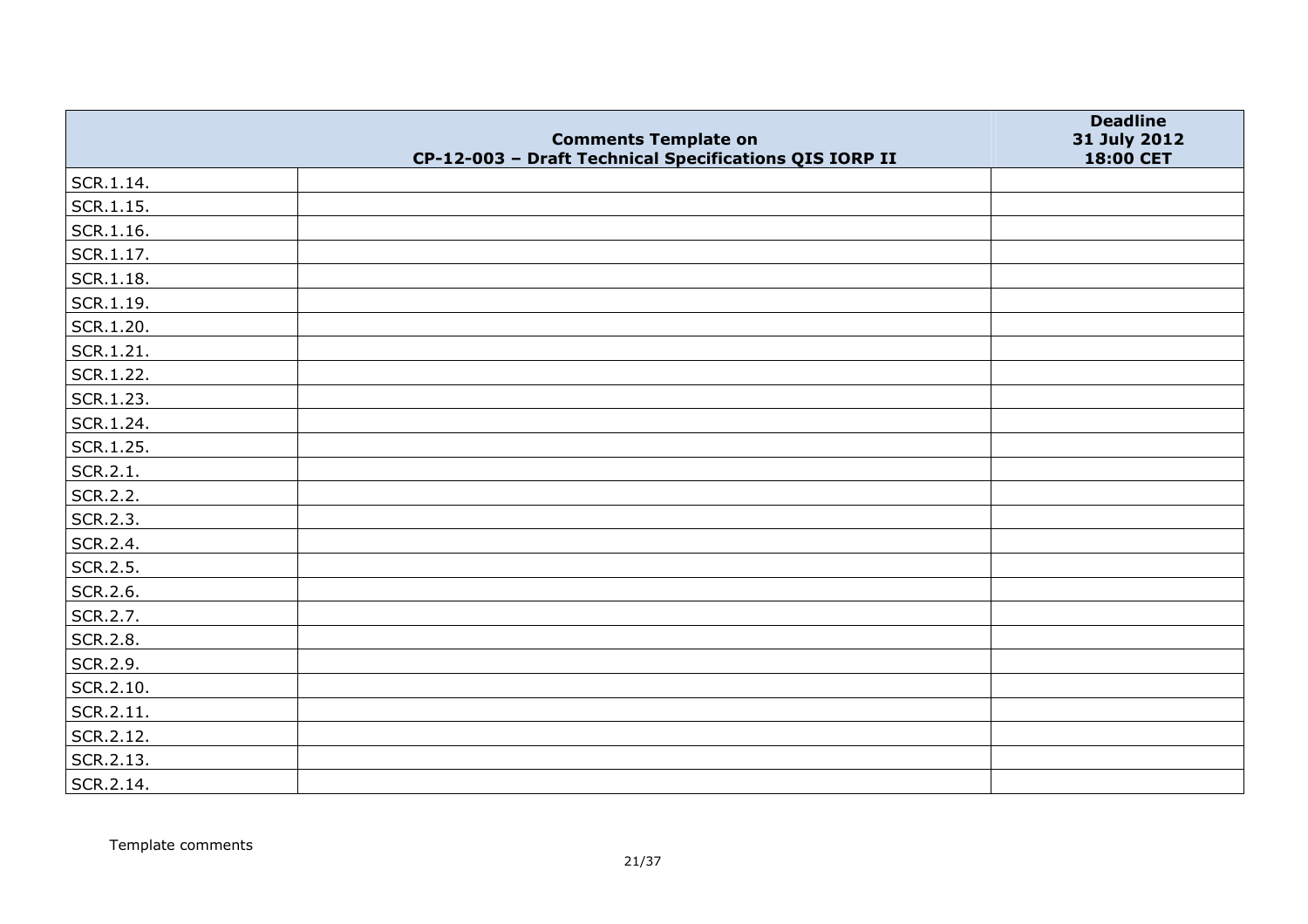| | Comments Template on CP-12-003 – Draft Technical Specifications QIS IORP II | Deadline 31 July 2012 18:00 CET |
|---|---|---|
| SCR.1.14. | | |
| SCR.1.15. | | |
| SCR.1.16. | | |
| SCR.1.17. | | |
| SCR.1.18. | | |
| SCR.1.19. | | |
| SCR.1.20. | | |
| SCR.1.21. | | |
| SCR.1.22. | | |
| SCR.1.23. | | |
| SCR.1.24. | | |
| SCR.1.25. | | |
| SCR.2.1. | | |
| SCR.2.2. | | |
| SCR.2.3. | | |
| SCR.2.4. | | |
| SCR.2.5. | | |
| SCR.2.6. | | |
| SCR.2.7. | | |
| SCR.2.8. | | |
| SCR.2.9. | | |
| SCR.2.10. | | |
| SCR.2.11. | | |
| SCR.2.12. | | |
| SCR.2.13. | | |
| SCR.2.14. | | |

Template comments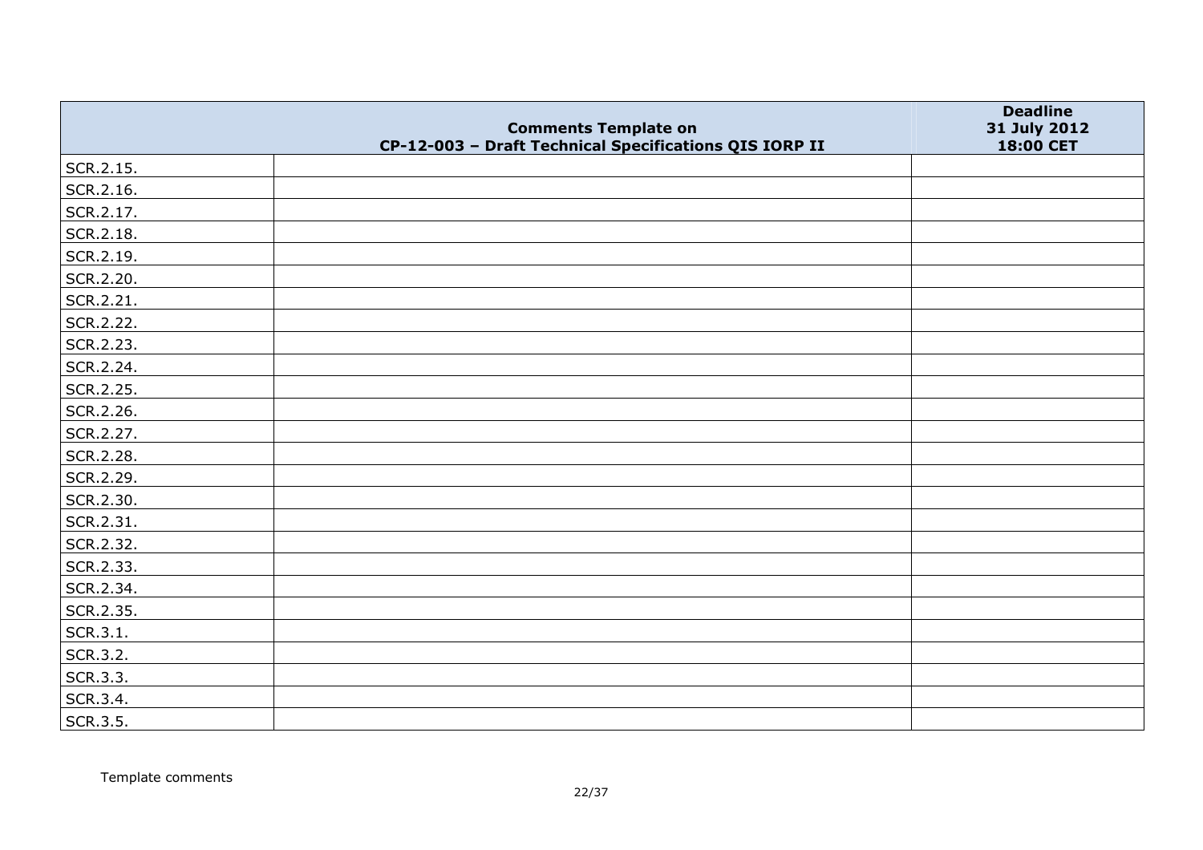| | Comments Template on CP-12-003 – Draft Technical Specifications QIS IORP II | Deadline 31 July 2012 18:00 CET |
|---|---|---|
| SCR.2.15. | | |
| SCR.2.16. | | |
| SCR.2.17. | | |
| SCR.2.18. | | |
| SCR.2.19. | | |
| SCR.2.20. | | |
| SCR.2.21. | | |
| SCR.2.22. | | |
| SCR.2.23. | | |
| SCR.2.24. | | |
| SCR.2.25. | | |
| SCR.2.26. | | |
| SCR.2.27. | | |
| SCR.2.28. | | |
| SCR.2.29. | | |
| SCR.2.30. | | |
| SCR.2.31. | | |
| SCR.2.32. | | |
| SCR.2.33. | | |
| SCR.2.34. | | |
| SCR.2.35. | | |
| SCR.3.1. | | |
| SCR.3.2. | | |
| SCR.3.3. | | |
| SCR.3.4. | | |
| SCR.3.5. | | |

Template comments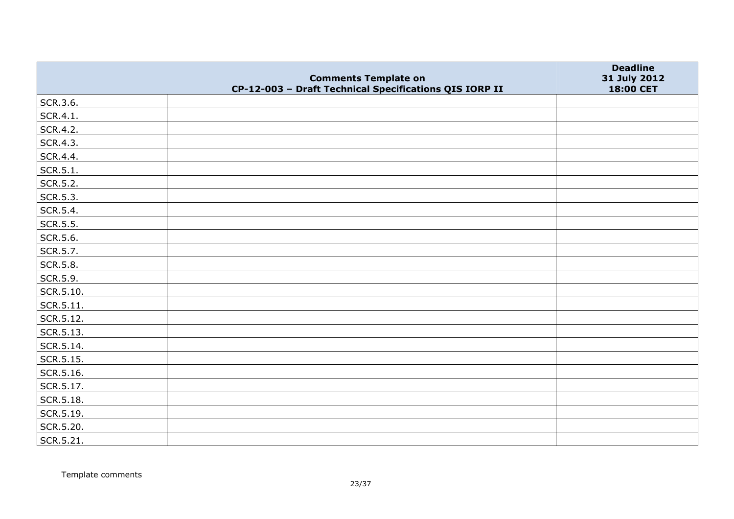|  | Comments Template on CP-12-003 – Draft Technical Specifications QIS IORP II | Deadline 31 July 2012 18:00 CET |
| --- | --- | --- |
| SCR.3.6. |  |  |
| SCR.4.1. |  |  |
| SCR.4.2. |  |  |
| SCR.4.3. |  |  |
| SCR.4.4. |  |  |
| SCR.5.1. |  |  |
| SCR.5.2. |  |  |
| SCR.5.3. |  |  |
| SCR.5.4. |  |  |
| SCR.5.5. |  |  |
| SCR.5.6. |  |  |
| SCR.5.7. |  |  |
| SCR.5.8. |  |  |
| SCR.5.9. |  |  |
| SCR.5.10. |  |  |
| SCR.5.11. |  |  |
| SCR.5.12. |  |  |
| SCR.5.13. |  |  |
| SCR.5.14. |  |  |
| SCR.5.15. |  |  |
| SCR.5.16. |  |  |
| SCR.5.17. |  |  |
| SCR.5.18. |  |  |
| SCR.5.19. |  |  |
| SCR.5.20. |  |  |
| SCR.5.21. |  |  |

Template comments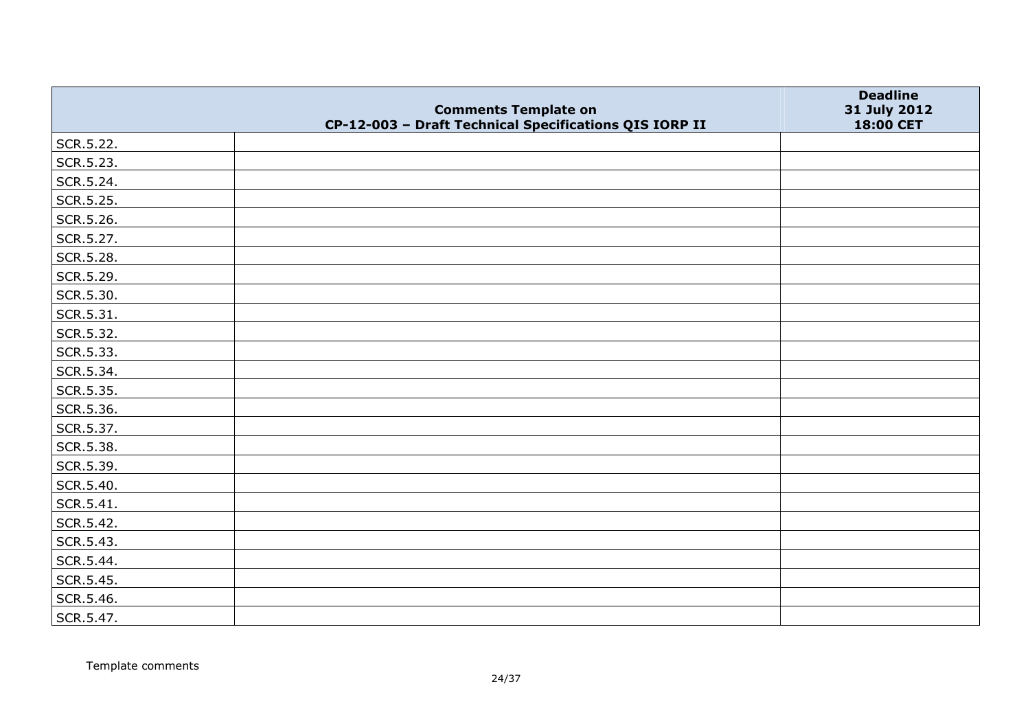|  | Comments Template on CP-12-003 – Draft Technical Specifications QIS IORP II | Deadline 31 July 2012 18:00 CET |
|---|---|---|
| SCR.5.22. | | |
| SCR.5.23. | | |
| SCR.5.24. | | |
| SCR.5.25. | | |
| SCR.5.26. | | |
| SCR.5.27. | | |
| SCR.5.28. | | |
| SCR.5.29. | | |
| SCR.5.30. | | |
| SCR.5.31. | | |
| SCR.5.32. | | |
| SCR.5.33. | | |
| SCR.5.34. | | |
| SCR.5.35. | | |
| SCR.5.36. | | |
| SCR.5.37. | | |
| SCR.5.38. | | |
| SCR.5.39. | | |
| SCR.5.40. | | |
| SCR.5.41. | | |
| SCR.5.42. | | |
| SCR.5.43. | | |
| SCR.5.44. | | |
| SCR.5.45. | | |
| SCR.5.46. | | |
| SCR.5.47. | | |

Template comments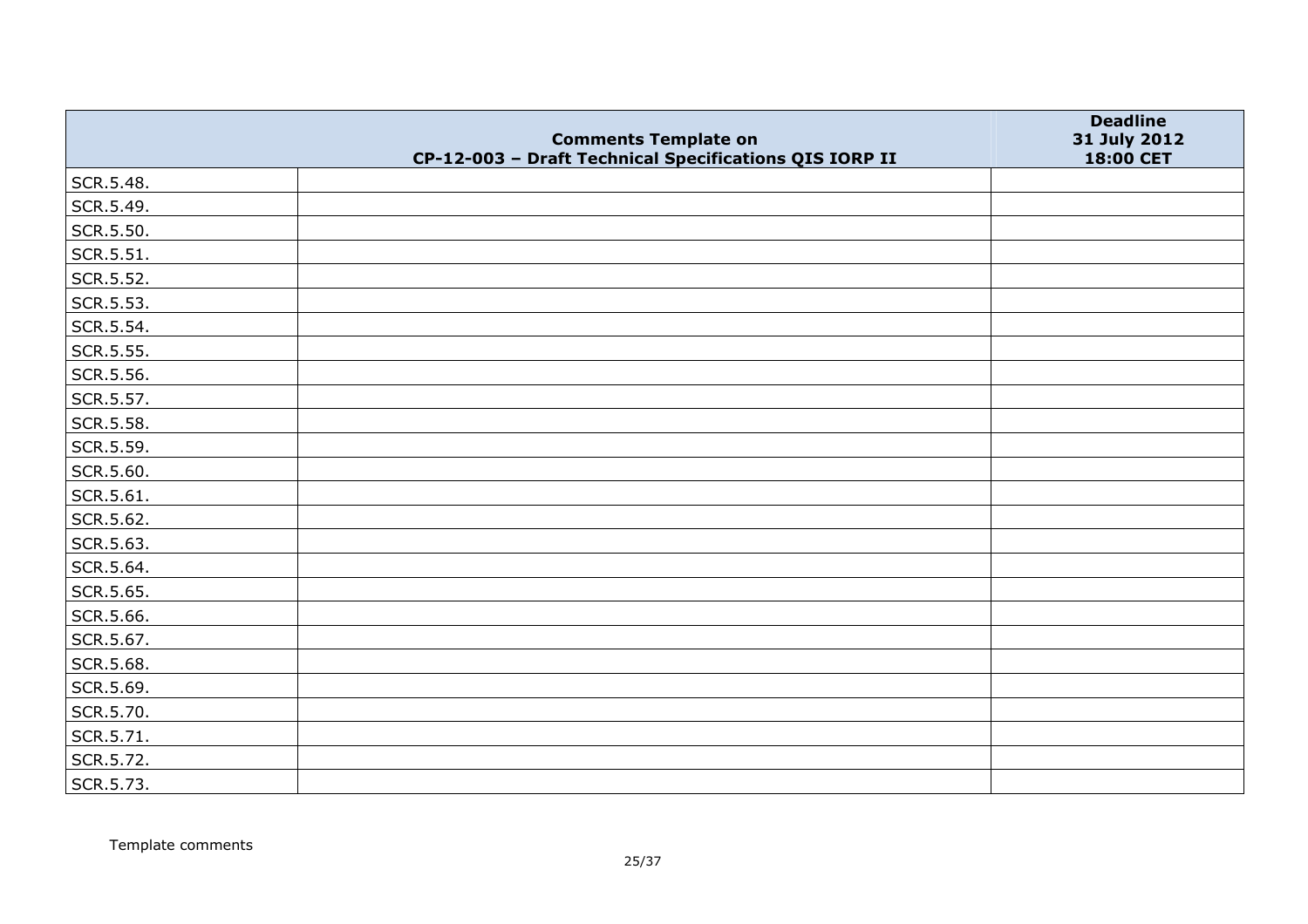| | Comments Template on CP-12-003 – Draft Technical Specifications QIS IORP II | Deadline 31 July 2012 18:00 CET |
|---|---|---|
| SCR.5.48. | | |
| SCR.5.49. | | |
| SCR.5.50. | | |
| SCR.5.51. | | |
| SCR.5.52. | | |
| SCR.5.53. | | |
| SCR.5.54. | | |
| SCR.5.55. | | |
| SCR.5.56. | | |
| SCR.5.57. | | |
| SCR.5.58. | | |
| SCR.5.59. | | |
| SCR.5.60. | | |
| SCR.5.61. | | |
| SCR.5.62. | | |
| SCR.5.63. | | |
| SCR.5.64. | | |
| SCR.5.65. | | |
| SCR.5.66. | | |
| SCR.5.67. | | |
| SCR.5.68. | | |
| SCR.5.69. | | |
| SCR.5.70. | | |
| SCR.5.71. | | |
| SCR.5.72. | | |
| SCR.5.73. | | |

Template comments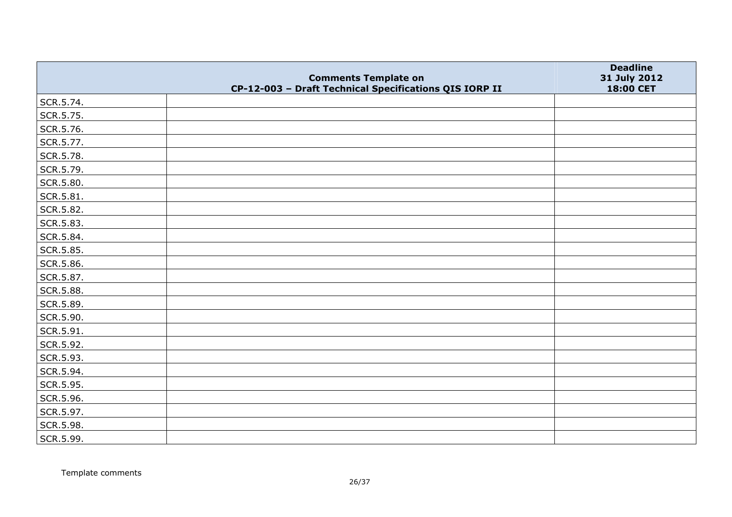| | Comments Template on CP-12-003 – Draft Technical Specifications QIS IORP II | Deadline 31 July 2012 18:00 CET |
|---|---|---|
| SCR.5.74. | | |
| SCR.5.75. | | |
| SCR.5.76. | | |
| SCR.5.77. | | |
| SCR.5.78. | | |
| SCR.5.79. | | |
| SCR.5.80. | | |
| SCR.5.81. | | |
| SCR.5.82. | | |
| SCR.5.83. | | |
| SCR.5.84. | | |
| SCR.5.85. | | |
| SCR.5.86. | | |
| SCR.5.87. | | |
| SCR.5.88. | | |
| SCR.5.89. | | |
| SCR.5.90. | | |
| SCR.5.91. | | |
| SCR.5.92. | | |
| SCR.5.93. | | |
| SCR.5.94. | | |
| SCR.5.95. | | |
| SCR.5.96. | | |
| SCR.5.97. | | |
| SCR.5.98. | | |
| SCR.5.99. | | |

Template comments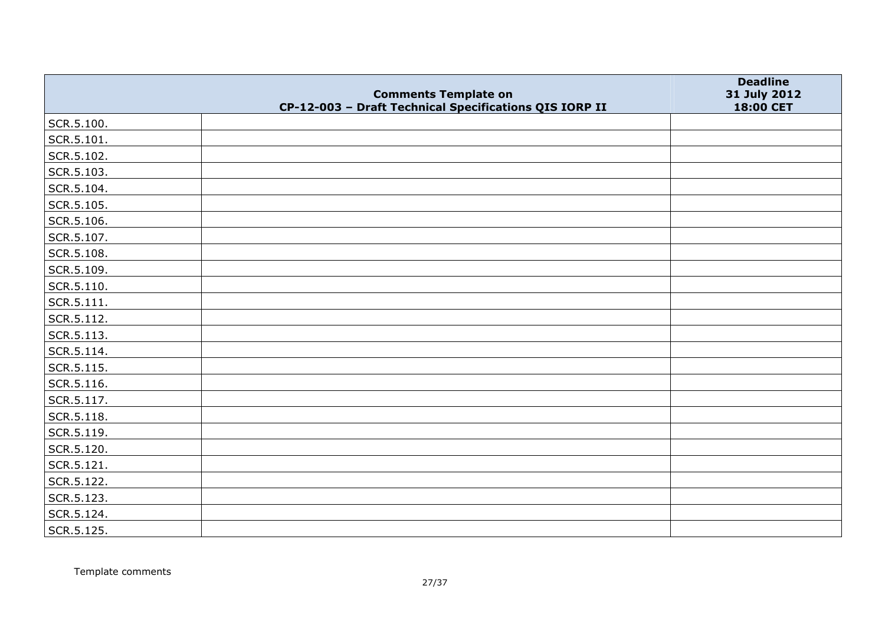| | Comments Template on CP-12-003 – Draft Technical Specifications QIS IORP II | Deadline 31 July 2012 18:00 CET |
|---|---|---|
| SCR.5.100. | | |
| SCR.5.101. | | |
| SCR.5.102. | | |
| SCR.5.103. | | |
| SCR.5.104. | | |
| SCR.5.105. | | |
| SCR.5.106. | | |
| SCR.5.107. | | |
| SCR.5.108. | | |
| SCR.5.109. | | |
| SCR.5.110. | | |
| SCR.5.111. | | |
| SCR.5.112. | | |
| SCR.5.113. | | |
| SCR.5.114. | | |
| SCR.5.115. | | |
| SCR.5.116. | | |
| SCR.5.117. | | |
| SCR.5.118. | | |
| SCR.5.119. | | |
| SCR.5.120. | | |
| SCR.5.121. | | |
| SCR.5.122. | | |
| SCR.5.123. | | |
| SCR.5.124. | | |
| SCR.5.125. | | |

Template comments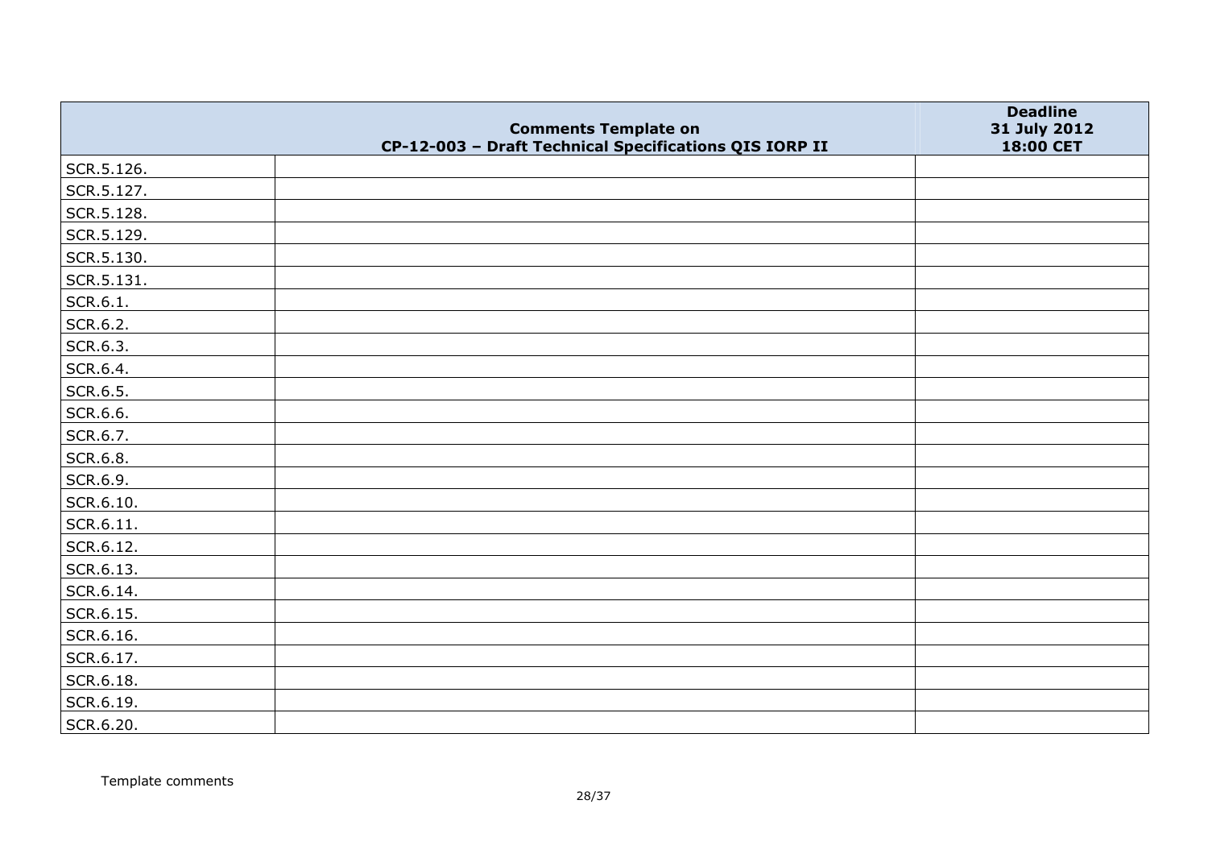| | Comments Template on CP-12-003 – Draft Technical Specifications QIS IORP II | Deadline 31 July 2012 18:00 CET |
|---|---|---|
| SCR.5.126. | | |
| SCR.5.127. | | |
| SCR.5.128. | | |
| SCR.5.129. | | |
| SCR.5.130. | | |
| SCR.5.131. | | |
| SCR.6.1. | | |
| SCR.6.2. | | |
| SCR.6.3. | | |
| SCR.6.4. | | |
| SCR.6.5. | | |
| SCR.6.6. | | |
| SCR.6.7. | | |
| SCR.6.8. | | |
| SCR.6.9. | | |
| SCR.6.10. | | |
| SCR.6.11. | | |
| SCR.6.12. | | |
| SCR.6.13. | | |
| SCR.6.14. | | |
| SCR.6.15. | | |
| SCR.6.16. | | |
| SCR.6.17. | | |
| SCR.6.18. | | |
| SCR.6.19. | | |
| SCR.6.20. | | |

Template comments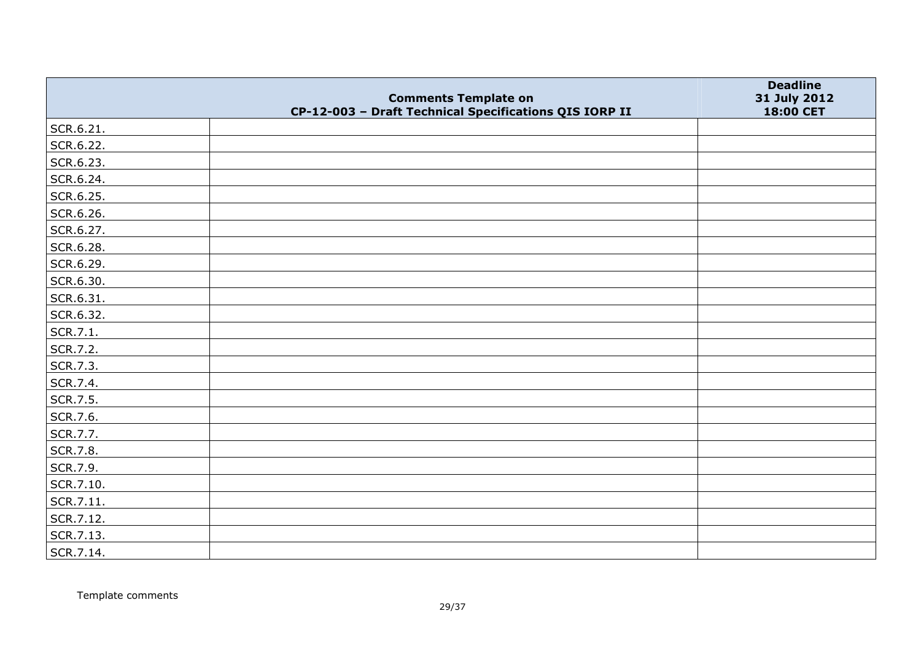| | Comments Template on CP-12-003 – Draft Technical Specifications QIS IORP II | Deadline 31 July 2012 18:00 CET |
|---|---|---|
| SCR.6.21. | | |
| SCR.6.22. | | |
| SCR.6.23. | | |
| SCR.6.24. | | |
| SCR.6.25. | | |
| SCR.6.26. | | |
| SCR.6.27. | | |
| SCR.6.28. | | |
| SCR.6.29. | | |
| SCR.6.30. | | |
| SCR.6.31. | | |
| SCR.6.32. | | |
| SCR.7.1. | | |
| SCR.7.2. | | |
| SCR.7.3. | | |
| SCR.7.4. | | |
| SCR.7.5. | | |
| SCR.7.6. | | |
| SCR.7.7. | | |
| SCR.7.8. | | |
| SCR.7.9. | | |
| SCR.7.10. | | |
| SCR.7.11. | | |
| SCR.7.12. | | |
| SCR.7.13. | | |
| SCR.7.14. | | |

Template comments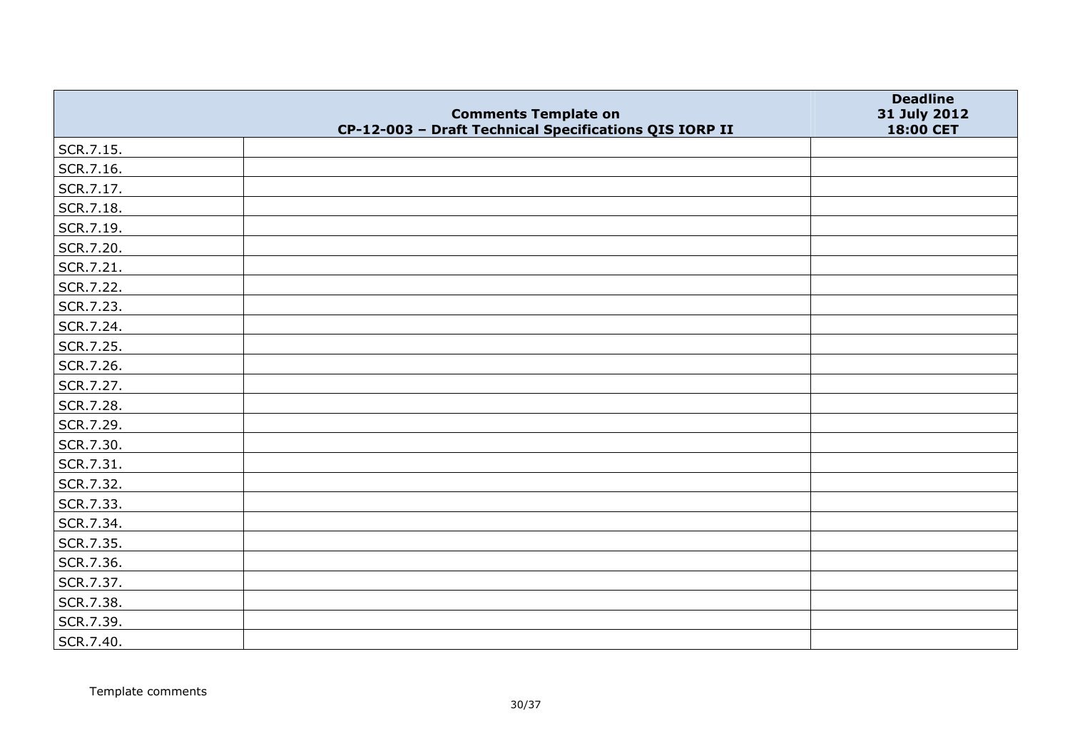| | Comments Template on CP-12-003 – Draft Technical Specifications QIS IORP II | Deadline 31 July 2012 18:00 CET |
|---|---|---|
| SCR.7.15. | | |
| SCR.7.16. | | |
| SCR.7.17. | | |
| SCR.7.18. | | |
| SCR.7.19. | | |
| SCR.7.20. | | |
| SCR.7.21. | | |
| SCR.7.22. | | |
| SCR.7.23. | | |
| SCR.7.24. | | |
| SCR.7.25. | | |
| SCR.7.26. | | |
| SCR.7.27. | | |
| SCR.7.28. | | |
| SCR.7.29. | | |
| SCR.7.30. | | |
| SCR.7.31. | | |
| SCR.7.32. | | |
| SCR.7.33. | | |
| SCR.7.34. | | |
| SCR.7.35. | | |
| SCR.7.36. | | |
| SCR.7.37. | | |
| SCR.7.38. | | |
| SCR.7.39. | | |
| SCR.7.40. | | |

Template comments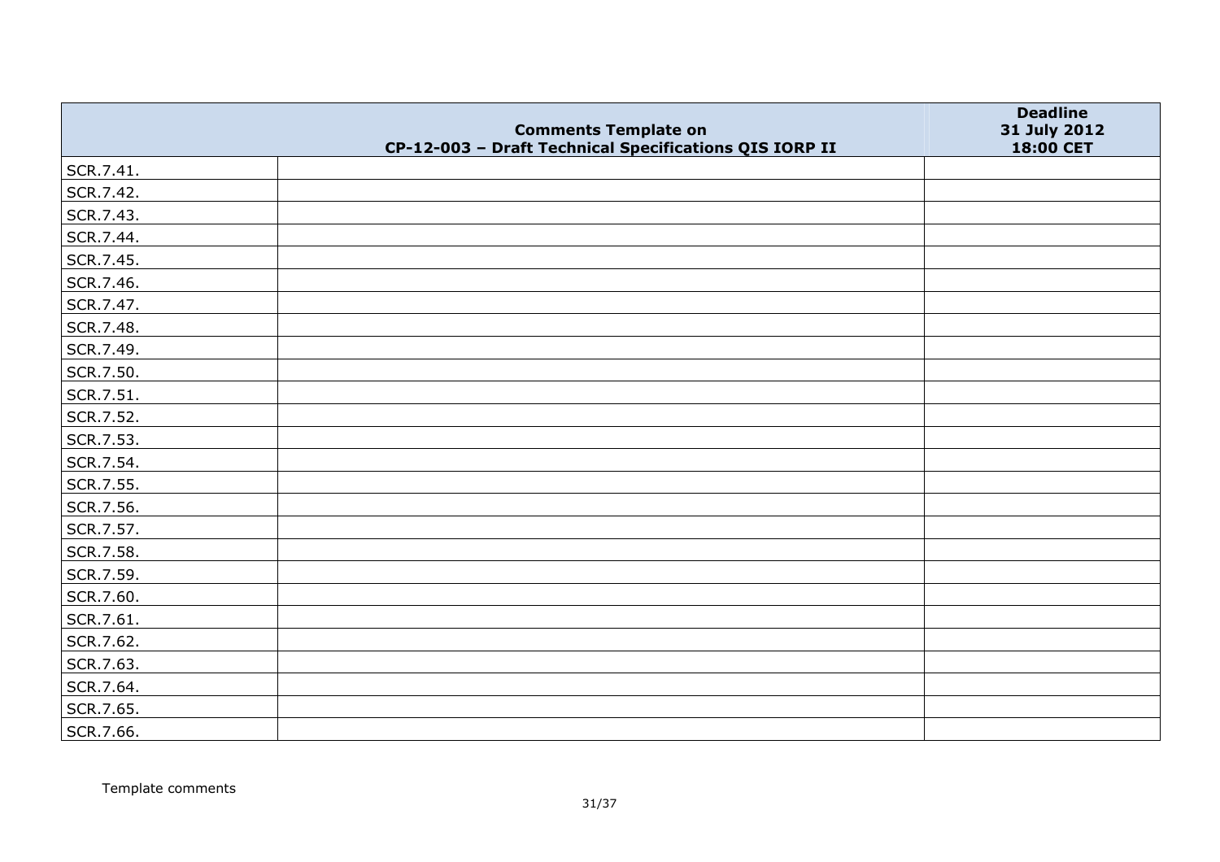| | Comments Template on CP-12-003 – Draft Technical Specifications QIS IORP II | Deadline 31 July 2012 18:00 CET |
|---|---|---|
| SCR.7.41. | | |
| SCR.7.42. | | |
| SCR.7.43. | | |
| SCR.7.44. | | |
| SCR.7.45. | | |
| SCR.7.46. | | |
| SCR.7.47. | | |
| SCR.7.48. | | |
| SCR.7.49. | | |
| SCR.7.50. | | |
| SCR.7.51. | | |
| SCR.7.52. | | |
| SCR.7.53. | | |
| SCR.7.54. | | |
| SCR.7.55. | | |
| SCR.7.56. | | |
| SCR.7.57. | | |
| SCR.7.58. | | |
| SCR.7.59. | | |
| SCR.7.60. | | |
| SCR.7.61. | | |
| SCR.7.62. | | |
| SCR.7.63. | | |
| SCR.7.64. | | |
| SCR.7.65. | | |
| SCR.7.66. | | |

Template comments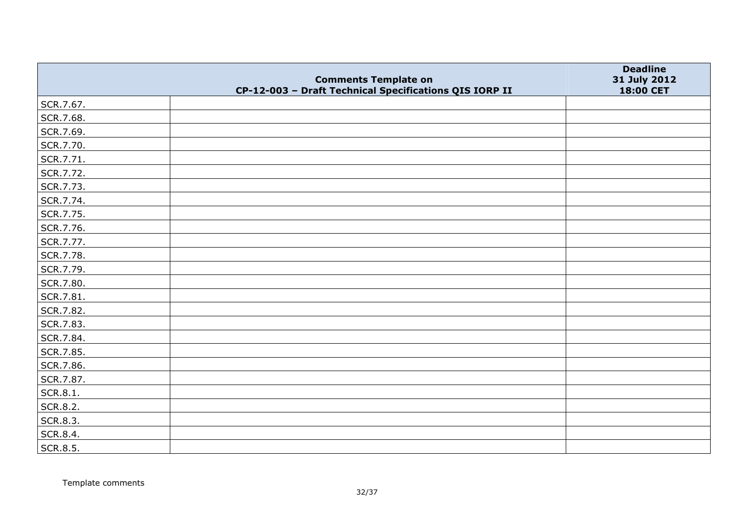| | Comments Template on CP-12-003 – Draft Technical Specifications QIS IORP II | Deadline 31 July 2012 18:00 CET |
|---|---|---|
| SCR.7.67. | | |
| SCR.7.68. | | |
| SCR.7.69. | | |
| SCR.7.70. | | |
| SCR.7.71. | | |
| SCR.7.72. | | |
| SCR.7.73. | | |
| SCR.7.74. | | |
| SCR.7.75. | | |
| SCR.7.76. | | |
| SCR.7.77. | | |
| SCR.7.78. | | |
| SCR.7.79. | | |
| SCR.7.80. | | |
| SCR.7.81. | | |
| SCR.7.82. | | |
| SCR.7.83. | | |
| SCR.7.84. | | |
| SCR.7.85. | | |
| SCR.7.86. | | |
| SCR.7.87. | | |
| SCR.8.1. | | |
| SCR.8.2. | | |
| SCR.8.3. | | |
| SCR.8.4. | | |
| SCR.8.5. | | |

Template comments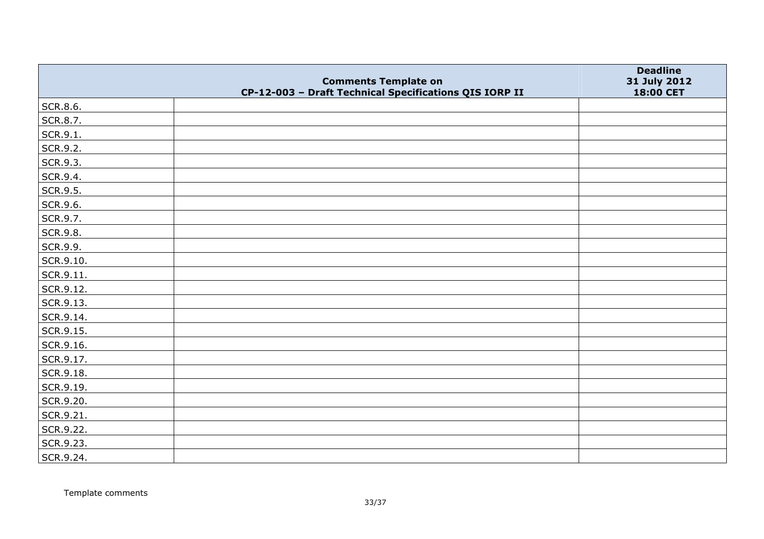| | Comments Template on CP-12-003 – Draft Technical Specifications QIS IORP II | Deadline 31 July 2012 18:00 CET |
|---|---|---|
| SCR.8.6. | | |
| SCR.8.7. | | |
| SCR.9.1. | | |
| SCR.9.2. | | |
| SCR.9.3. | | |
| SCR.9.4. | | |
| SCR.9.5. | | |
| SCR.9.6. | | |
| SCR.9.7. | | |
| SCR.9.8. | | |
| SCR.9.9. | | |
| SCR.9.10. | | |
| SCR.9.11. | | |
| SCR.9.12. | | |
| SCR.9.13. | | |
| SCR.9.14. | | |
| SCR.9.15. | | |
| SCR.9.16. | | |
| SCR.9.17. | | |
| SCR.9.18. | | |
| SCR.9.19. | | |
| SCR.9.20. | | |
| SCR.9.21. | | |
| SCR.9.22. | | |
| SCR.9.23. | | |
| SCR.9.24. | | |

Template comments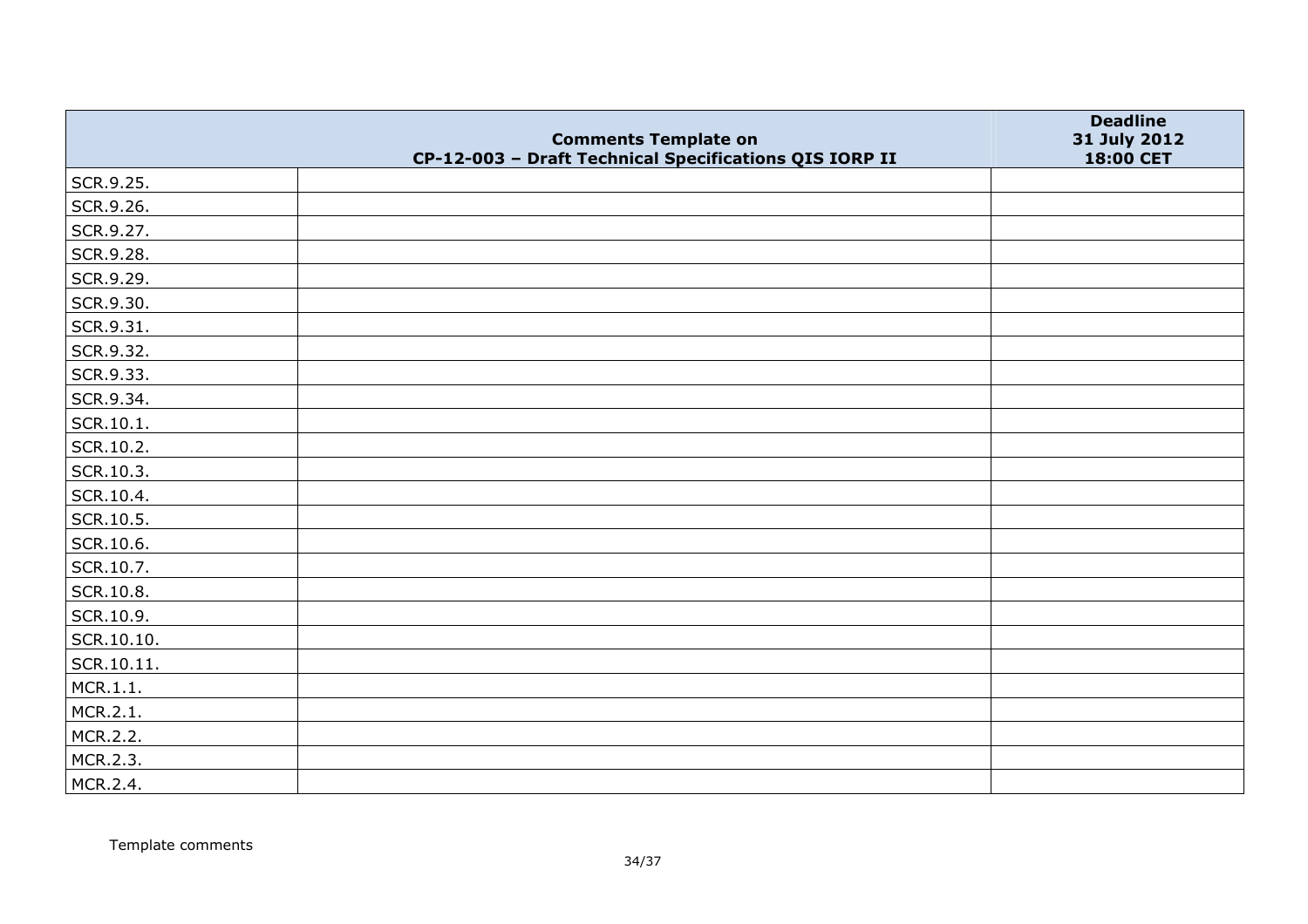| | Comments Template on CP-12-003 – Draft Technical Specifications QIS IORP II | Deadline 31 July 2012 18:00 CET |
|---|---|---|
| SCR.9.25. | | |
| SCR.9.26. | | |
| SCR.9.27. | | |
| SCR.9.28. | | |
| SCR.9.29. | | |
| SCR.9.30. | | |
| SCR.9.31. | | |
| SCR.9.32. | | |
| SCR.9.33. | | |
| SCR.9.34. | | |
| SCR.10.1. | | |
| SCR.10.2. | | |
| SCR.10.3. | | |
| SCR.10.4. | | |
| SCR.10.5. | | |
| SCR.10.6. | | |
| SCR.10.7. | | |
| SCR.10.8. | | |
| SCR.10.9. | | |
| SCR.10.10. | | |
| SCR.10.11. | | |
| MCR.1.1. | | |
| MCR.2.1. | | |
| MCR.2.2. | | |
| MCR.2.3. | | |
| MCR.2.4. | | |

Template comments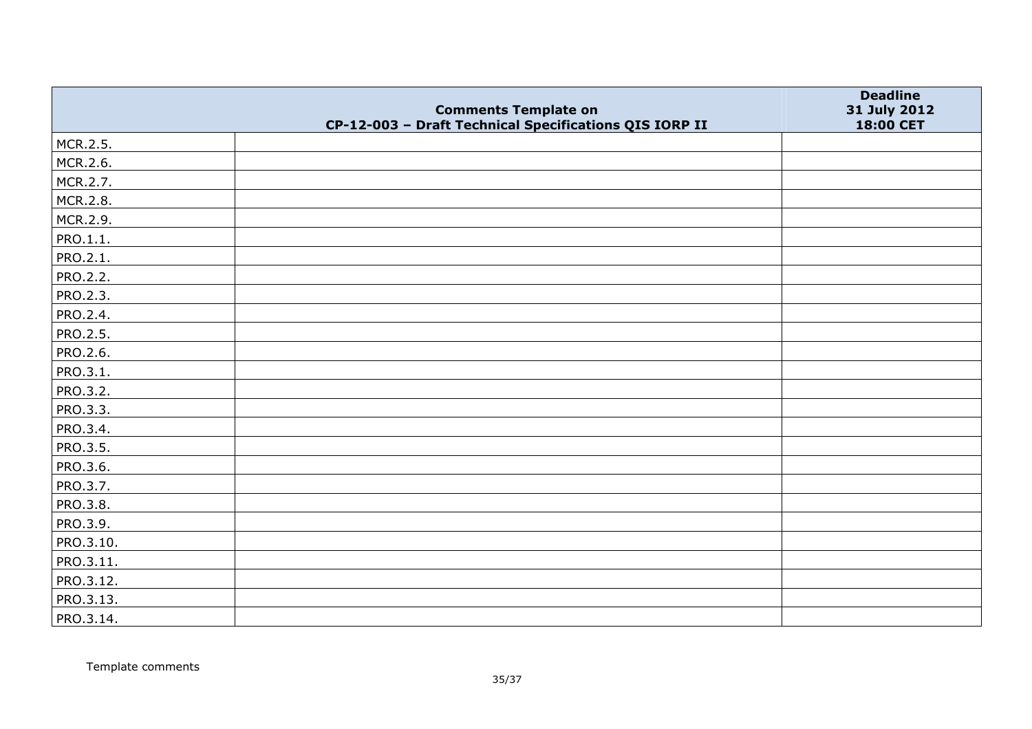| | Comments Template on CP-12-003 – Draft Technical Specifications QIS IORP II | Deadline 31 July 2012 18:00 CET |
|---|---|---|
| MCR.2.5. | | |
| MCR.2.6. | | |
| MCR.2.7. | | |
| MCR.2.8. | | |
| MCR.2.9. | | |
| PRO.1.1. | | |
| PRO.2.1. | | |
| PRO.2.2. | | |
| PRO.2.3. | | |
| PRO.2.4. | | |
| PRO.2.5. | | |
| PRO.2.6. | | |
| PRO.3.1. | | |
| PRO.3.2. | | |
| PRO.3.3. | | |
| PRO.3.4. | | |
| PRO.3.5. | | |
| PRO.3.6. | | |
| PRO.3.7. | | |
| PRO.3.8. | | |
| PRO.3.9. | | |
| PRO.3.10. | | |
| PRO.3.11. | | |
| PRO.3.12. | | |
| PRO.3.13. | | |
| PRO.3.14. | | |

Template comments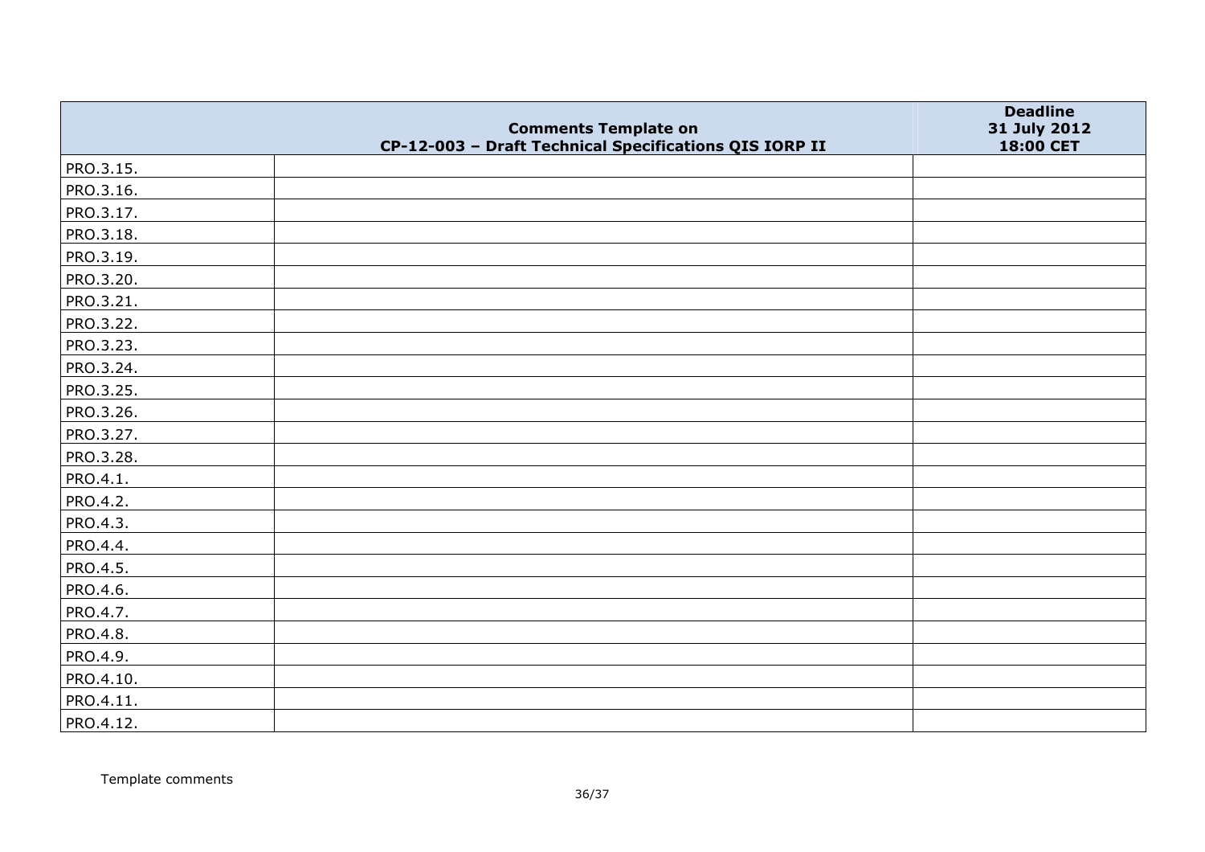| | Comments Template on CP-12-003 – Draft Technical Specifications QIS IORP II | Deadline 31 July 2012 18:00 CET |
|---|---|---|
| PRO.3.15. | | |
| PRO.3.16. | | |
| PRO.3.17. | | |
| PRO.3.18. | | |
| PRO.3.19. | | |
| PRO.3.20. | | |
| PRO.3.21. | | |
| PRO.3.22. | | |
| PRO.3.23. | | |
| PRO.3.24. | | |
| PRO.3.25. | | |
| PRO.3.26. | | |
| PRO.3.27. | | |
| PRO.3.28. | | |
| PRO.4.1. | | |
| PRO.4.2. | | |
| PRO.4.3. | | |
| PRO.4.4. | | |
| PRO.4.5. | | |
| PRO.4.6. | | |
| PRO.4.7. | | |
| PRO.4.8. | | |
| PRO.4.9. | | |
| PRO.4.10. | | |
| PRO.4.11. | | |
| PRO.4.12. | | |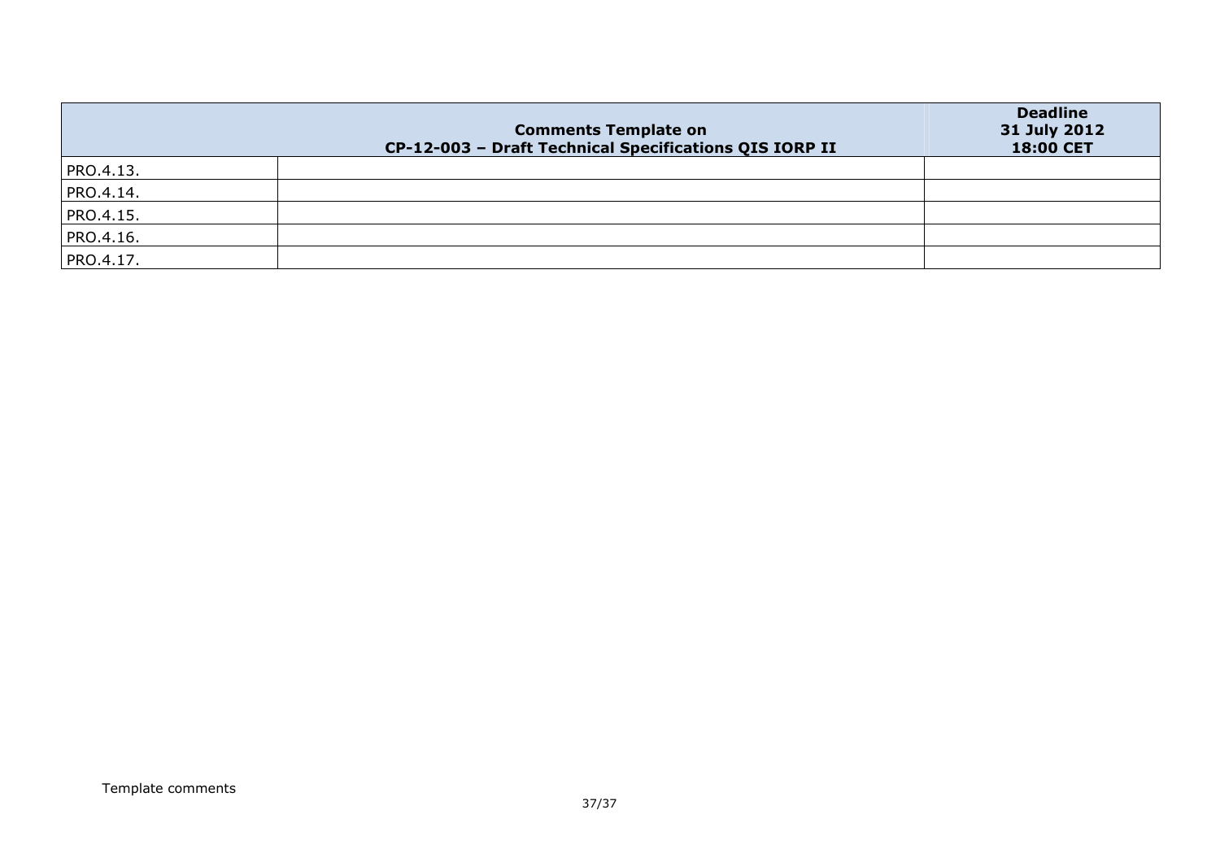| | | |
|---|---|---|
| PRO.4.13. | | |
| PRO.4.14. | | |
| PRO.4.15. | | |
| PRO.4.16. | | |
| PRO.4.17. | | |